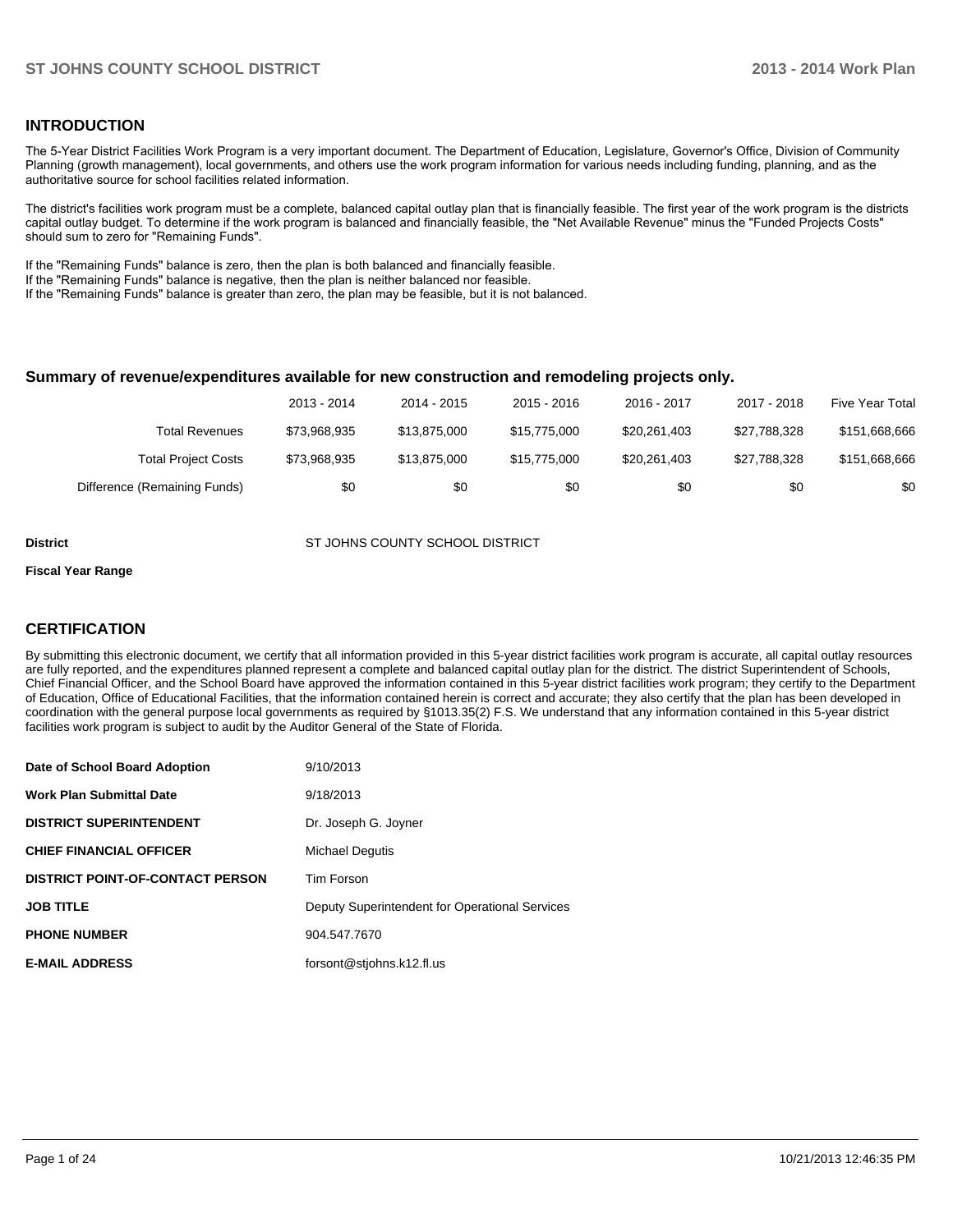## INTRODUCTION

The 5-Year District Facilities Work Program is a very important document. The Department of Education, Legislature, Governor's Office, Division of Community Planning (growth management), local governments, and others use the work program information for various needs including funding, planning, and as the authoritative source for school facilities related information.

The district's facilities work program must be a complete, balanced capital outlay plan that is financially feasible. The first year of the work program is the districts capital outlay budget. To determine if the work program is balanced and financially feasible, the "Net Available Revenue" minus the "Funded Projects Costs" should sum to zero for "Remaining Funds".

If the "Remaining Funds" balance is zero, then the plan is both balanced and financially feasible.
If the "Remaining Funds" balance is negative, then the plan is neither balanced nor feasible.
If the "Remaining Funds" balance is greater than zero, the plan may be feasible, but it is not balanced.

### Summary of revenue/expenditures available for new construction and remodeling projects only.

| | 2013 - 2014 | 2014 - 2015 | 2015 - 2016 | 2016 - 2017 | 2017 - 2018 | Five Year Total |
|---|---|---|---|---|---|---|
| Total Revenues | $73,968,935 | $13,875,000 | $15,775,000 | $20,261,403 | $27,788,328 | $151,668,666 |
| Total Project Costs | $73,968,935 | $13,875,000 | $15,775,000 | $20,261,403 | $27,788,328 | $151,668,666 |
| Difference (Remaining Funds) | $0 | $0 | $0 | $0 | $0 | $0 |

**District** ST JOHNS COUNTY SCHOOL DISTRICT

**Fiscal Year Range**

## CERTIFICATION

By submitting this electronic document, we certify that all information provided in this 5-year district facilities work program is accurate, all capital outlay resources are fully reported, and the expenditures planned represent a complete and balanced capital outlay plan for the district. The district Superintendent of Schools, Chief Financial Officer, and the School Board have approved the information contained in this 5-year district facilities work program; they certify to the Department of Education, Office of Educational Facilities, that the information contained herein is correct and accurate; they also certify that the plan has been developed in coordination with the general purpose local governments as required by §1013.35(2) F.S. We understand that any information contained in this 5-year district facilities work program is subject to audit by the Auditor General of the State of Florida.

| | |
|---|---|
| **Date of School Board Adoption** | 9/10/2013 |
| **Work Plan Submittal Date** | 9/18/2013 |
| **DISTRICT SUPERINTENDENT** | Dr. Joseph G. Joyner |
| **CHIEF FINANCIAL OFFICER** | Michael Degutis |
| **DISTRICT POINT-OF-CONTACT PERSON** | Tim Forson |
| **JOB TITLE** | Deputy Superintendent for Operational Services |
| **PHONE NUMBER** | 904.547.7670 |
| **E-MAIL ADDRESS** | forsont@stjohns.k12.fl.us |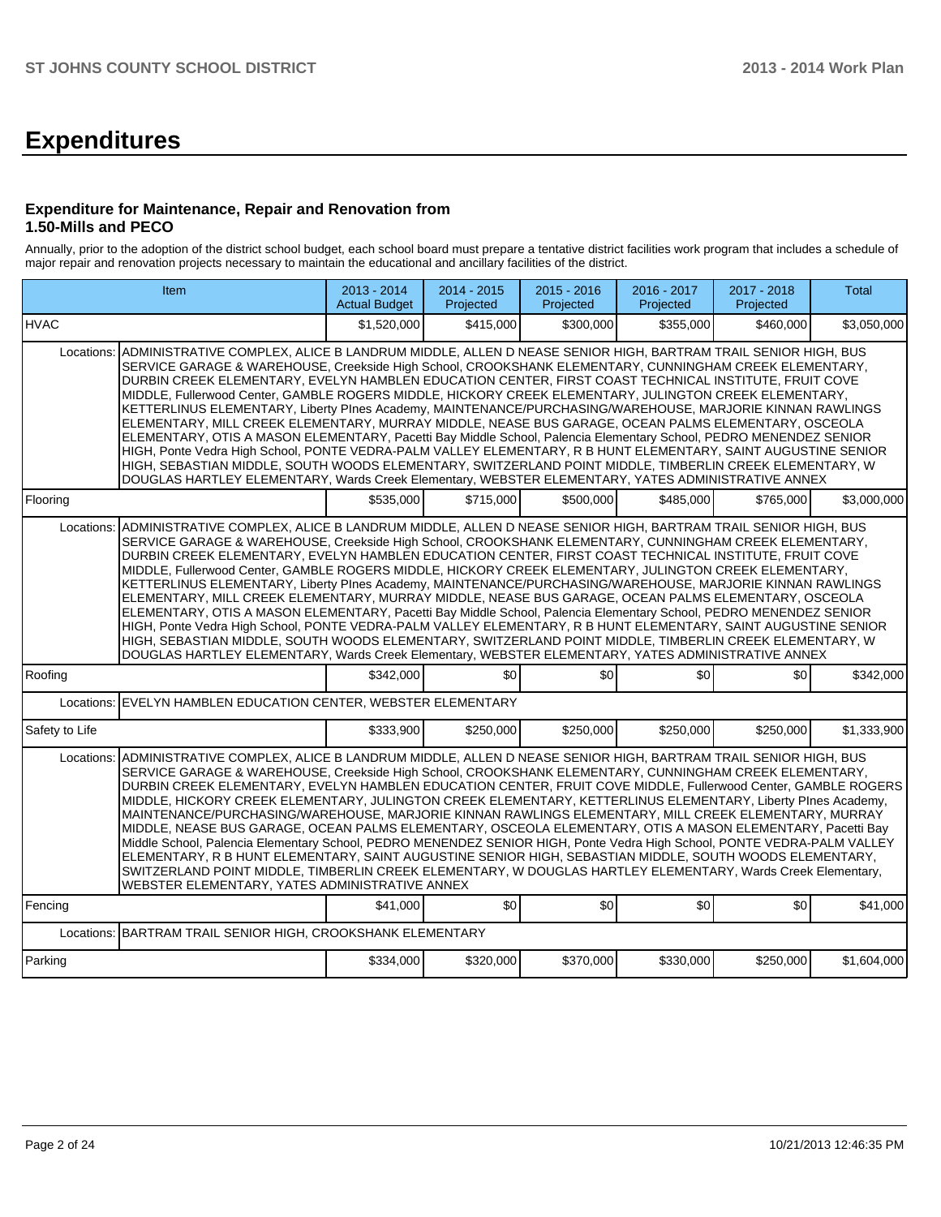# Expenditures

### Expenditure for Maintenance, Repair and Renovation from 1.50-Mills and PECO

Annually, prior to the adoption of the district school budget, each school board must prepare a tentative district facilities work program that includes a schedule of major repair and renovation projects necessary to maintain the educational and ancillary facilities of the district.

| Item | | 2013 - 2014 Actual Budget | 2014 - 2015 Projected | 2015 - 2016 Projected | 2016 - 2017 Projected | 2017 - 2018 Projected | Total |
|---|---|---|---|---|---|---|---|
| HVAC | | $1,520,000 | $415,000 | $300,000 | $355,000 | $460,000 | $3,050,000 |
| Locations: | ADMINISTRATIVE COMPLEX, ALICE B LANDRUM MIDDLE, ALLEN D NEASE SENIOR HIGH, BARTRAM TRAIL SENIOR HIGH, BUS SERVICE GARAGE & WAREHOUSE, Creekside High School, CROOKSHANK ELEMENTARY, CUNNINGHAM CREEK ELEMENTARY, DURBIN CREEK ELEMENTARY, EVELYN HAMBLEN EDUCATION CENTER, FIRST COAST TECHNICAL INSTITUTE, FRUIT COVE MIDDLE, Fullerwood Center, GAMBLE ROGERS MIDDLE, HICKORY CREEK ELEMENTARY, JULINGTON CREEK ELEMENTARY, KETTERLINUS ELEMENTARY, Liberty PInes Academy, MAINTENANCE/PURCHASING/WAREHOUSE, MARJORIE KINNAN RAWLINGS ELEMENTARY, MILL CREEK ELEMENTARY, MURRAY MIDDLE, NEASE BUS GARAGE, OCEAN PALMS ELEMENTARY, OSCEOLA ELEMENTARY, OTIS A MASON ELEMENTARY, Pacetti Bay Middle School, Palencia Elementary School, PEDRO MENENDEZ SENIOR HIGH, Ponte Vedra High School, PONTE VEDRA-PALM VALLEY ELEMENTARY, R B HUNT ELEMENTARY, SAINT AUGUSTINE SENIOR HIGH, SEBASTIAN MIDDLE, SOUTH WOODS ELEMENTARY, SWITZERLAND POINT MIDDLE, TIMBERLIN CREEK ELEMENTARY, W DOUGLAS HARTLEY ELEMENTARY, Wards Creek Elementary, WEBSTER ELEMENTARY, YATES ADMINISTRATIVE ANNEX | | | | | | |
| Flooring | | $535,000 | $715,000 | $500,000 | $485,000 | $765,000 | $3,000,000 |
| Locations: | ADMINISTRATIVE COMPLEX, ALICE B LANDRUM MIDDLE, ALLEN D NEASE SENIOR HIGH, BARTRAM TRAIL SENIOR HIGH, BUS SERVICE GARAGE & WAREHOUSE, Creekside High School, CROOKSHANK ELEMENTARY, CUNNINGHAM CREEK ELEMENTARY, DURBIN CREEK ELEMENTARY, EVELYN HAMBLEN EDUCATION CENTER, FIRST COAST TECHNICAL INSTITUTE, FRUIT COVE MIDDLE, Fullerwood Center, GAMBLE ROGERS MIDDLE, HICKORY CREEK ELEMENTARY, JULINGTON CREEK ELEMENTARY, KETTERLINUS ELEMENTARY, Liberty PInes Academy, MAINTENANCE/PURCHASING/WAREHOUSE, MARJORIE KINNAN RAWLINGS ELEMENTARY, MILL CREEK ELEMENTARY, MURRAY MIDDLE, NEASE BUS GARAGE, OCEAN PALMS ELEMENTARY, OSCEOLA ELEMENTARY, OTIS A MASON ELEMENTARY, Pacetti Bay Middle School, Palencia Elementary School, PEDRO MENENDEZ SENIOR HIGH, Ponte Vedra High School, PONTE VEDRA-PALM VALLEY ELEMENTARY, R B HUNT ELEMENTARY, SAINT AUGUSTINE SENIOR HIGH, SEBASTIAN MIDDLE, SOUTH WOODS ELEMENTARY, SWITZERLAND POINT MIDDLE, TIMBERLIN CREEK ELEMENTARY, W DOUGLAS HARTLEY ELEMENTARY, Wards Creek Elementary, WEBSTER ELEMENTARY, YATES ADMINISTRATIVE ANNEX | | | | | | |
| Roofing | | $342,000 | $0 | $0 | $0 | $0 | $342,000 |
| Locations: | EVELYN HAMBLEN EDUCATION CENTER, WEBSTER ELEMENTARY | | | | | | |
| Safety to Life | | $333,900 | $250,000 | $250,000 | $250,000 | $250,000 | $1,333,900 |
| Locations: | ADMINISTRATIVE COMPLEX, ALICE B LANDRUM MIDDLE, ALLEN D NEASE SENIOR HIGH, BARTRAM TRAIL SENIOR HIGH, BUS SERVICE GARAGE & WAREHOUSE, Creekside High School, CROOKSHANK ELEMENTARY, CUNNINGHAM CREEK ELEMENTARY, DURBIN CREEK ELEMENTARY, EVELYN HAMBLEN EDUCATION CENTER, FRUIT COVE MIDDLE, Fullerwood Center, GAMBLE ROGERS MIDDLE, HICKORY CREEK ELEMENTARY, JULINGTON CREEK ELEMENTARY, KETTERLINUS ELEMENTARY, Liberty PInes Academy, MAINTENANCE/PURCHASING/WAREHOUSE, MARJORIE KINNAN RAWLINGS ELEMENTARY, MILL CREEK ELEMENTARY, MURRAY MIDDLE, NEASE BUS GARAGE, OCEAN PALMS ELEMENTARY, OSCEOLA ELEMENTARY, OTIS A MASON ELEMENTARY, Pacetti Bay Middle School, Palencia Elementary School, PEDRO MENENDEZ SENIOR HIGH, Ponte Vedra High School, PONTE VEDRA-PALM VALLEY ELEMENTARY, R B HUNT ELEMENTARY, SAINT AUGUSTINE SENIOR HIGH, SEBASTIAN MIDDLE, SOUTH WOODS ELEMENTARY, SWITZERLAND POINT MIDDLE, TIMBERLIN CREEK ELEMENTARY, W DOUGLAS HARTLEY ELEMENTARY, Wards Creek Elementary, WEBSTER ELEMENTARY, YATES ADMINISTRATIVE ANNEX | | | | | | |
| Fencing | | $41,000 | $0 | $0 | $0 | $0 | $41,000 |
| Locations: | BARTRAM TRAIL SENIOR HIGH, CROOKSHANK ELEMENTARY | | | | | | |
| Parking | | $334,000 | $320,000 | $370,000 | $330,000 | $250,000 | $1,604,000 |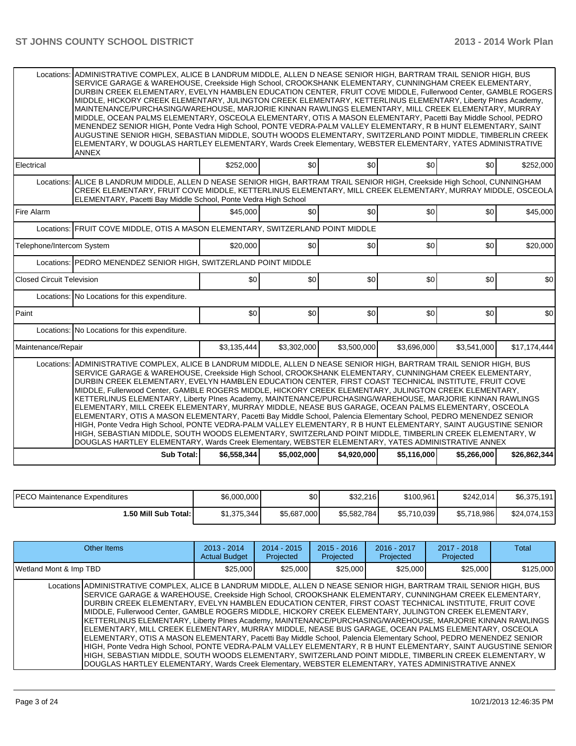| | | | | | | |
|---|---|---|---|---|---|---|
| Locations: | ADMINISTRATIVE COMPLEX, ALICE B LANDRUM MIDDLE, ALLEN D NEASE SENIOR HIGH, BARTRAM TRAIL SENIOR HIGH, BUS SERVICE GARAGE & WAREHOUSE, Creekside High School, CROOKSHANK ELEMENTARY, CUNNINGHAM CREEK ELEMENTARY, DURBIN CREEK ELEMENTARY, EVELYN HAMBLEN EDUCATION CENTER, FRUIT COVE MIDDLE, Fullerwood Center, GAMBLE ROGERS MIDDLE, HICKORY CREEK ELEMENTARY, JULINGTON CREEK ELEMENTARY, KETTERLINUS ELEMENTARY, Liberty PInes Academy, MAINTENANCE/PURCHASING/WAREHOUSE, MARJORIE KINNAN RAWLINGS ELEMENTARY, MILL CREEK ELEMENTARY, MURRAY MIDDLE, OCEAN PALMS ELEMENTARY, OSCEOLA ELEMENTARY, OTIS A MASON ELEMENTARY, Pacetti Bay Middle School, PEDRO MENENDEZ SENIOR HIGH, Ponte Vedra High School, PONTE VEDRA-PALM VALLEY ELEMENTARY, R B HUNT ELEMENTARY, SAINT AUGUSTINE SENIOR HIGH, SEBASTIAN MIDDLE, SOUTH WOODS ELEMENTARY, SWITZERLAND POINT MIDDLE, TIMBERLIN CREEK ELEMENTARY, W DOUGLAS HARTLEY ELEMENTARY, Wards Creek Elementary, WEBSTER ELEMENTARY, YATES ADMINISTRATIVE ANNEX | | | | | |
| Electrical | | $252,000 | $0 | $0 | $0 | $0 | $252,000 |
| Locations: | ALICE B LANDRUM MIDDLE, ALLEN D NEASE SENIOR HIGH, BARTRAM TRAIL SENIOR HIGH, Creekside High School, CUNNINGHAM CREEK ELEMENTARY, FRUIT COVE MIDDLE, KETTERLINUS ELEMENTARY, MILL CREEK ELEMENTARY, MURRAY MIDDLE, OSCEOLA ELEMENTARY, Pacetti Bay Middle School, Ponte Vedra High School | | | | | |
| Fire Alarm | | $45,000 | $0 | $0 | $0 | $0 | $45,000 |
| Locations: | FRUIT COVE MIDDLE, OTIS A MASON ELEMENTARY, SWITZERLAND POINT MIDDLE | | | | | |
| Telephone/Intercom System | | $20,000 | $0 | $0 | $0 | $0 | $20,000 |
| Locations: | PEDRO MENENDEZ SENIOR HIGH, SWITZERLAND POINT MIDDLE | | | | | |
| Closed Circuit Television | | $0 | $0 | $0 | $0 | $0 | $0 |
| Locations: | No Locations for this expenditure. | | | | | |
| Paint | | $0 | $0 | $0 | $0 | $0 | $0 |
| Locations: | No Locations for this expenditure. | | | | | |
| Maintenance/Repair | | $3,135,444 | $3,302,000 | $3,500,000 | $3,696,000 | $3,541,000 | $17,174,444 |
| Locations: | ADMINISTRATIVE COMPLEX, ALICE B LANDRUM MIDDLE, ALLEN D NEASE SENIOR HIGH, BARTRAM TRAIL SENIOR HIGH, BUS SERVICE GARAGE & WAREHOUSE, Creekside High School, CROOKSHANK ELEMENTARY, CUNNINGHAM CREEK ELEMENTARY, DURBIN CREEK ELEMENTARY, EVELYN HAMBLEN EDUCATION CENTER, FIRST COAST TECHNICAL INSTITUTE, FRUIT COVE MIDDLE, Fullerwood Center, GAMBLE ROGERS MIDDLE, HICKORY CREEK ELEMENTARY, JULINGTON CREEK ELEMENTARY, KETTERLINUS ELEMENTARY, Liberty PInes Academy, MAINTENANCE/PURCHASING/WAREHOUSE, MARJORIE KINNAN RAWLINGS ELEMENTARY, MILL CREEK ELEMENTARY, MURRAY MIDDLE, NEASE BUS GARAGE, OCEAN PALMS ELEMENTARY, OSCEOLA ELEMENTARY, OTIS A MASON ELEMENTARY, Pacetti Bay Middle School, Palencia Elementary School, PEDRO MENENDEZ SENIOR HIGH, Ponte Vedra High School, PONTE VEDRA-PALM VALLEY ELEMENTARY, R B HUNT ELEMENTARY, SAINT AUGUSTINE SENIOR HIGH, SEBASTIAN MIDDLE, SOUTH WOODS ELEMENTARY, SWITZERLAND POINT MIDDLE, TIMBERLIN CREEK ELEMENTARY, W DOUGLAS HARTLEY ELEMENTARY, Wards Creek Elementary, WEBSTER ELEMENTARY, YATES ADMINISTRATIVE ANNEX | | | | | |
| | **Sub Total:** | **$6,558,344** | **$5,002,000** | **$4,920,000** | **$5,116,000** | **$5,266,000** | **$26,862,344** |

| | | | | | | |
|---|---|---|---|---|---|---|
| PECO Maintenance Expenditures | $6,000,000 | $0 | $32,216 | $100,961 | $242,014 | $6,375,191 |
| **1.50 Mill Sub Total:** | $1,375,344 | $5,687,000 | $5,582,784 | $5,710,039 | $5,718,986 | $24,074,153 |

| Other Items | | 2013 - 2014 Actual Budget | 2014 - 2015 Projected | 2015 - 2016 Projected | 2016 - 2017 Projected | 2017 - 2018 Projected | Total |
|---|---|---|---|---|---|---|---|
| Wetland Mont & Imp TBD | | $25,000 | $25,000 | $25,000 | $25,000 | $25,000 | $125,000 |
| Locations | ADMINISTRATIVE COMPLEX, ALICE B LANDRUM MIDDLE, ALLEN D NEASE SENIOR HIGH, BARTRAM TRAIL SENIOR HIGH, BUS SERVICE GARAGE & WAREHOUSE, Creekside High School, CROOKSHANK ELEMENTARY, CUNNINGHAM CREEK ELEMENTARY, DURBIN CREEK ELEMENTARY, EVELYN HAMBLEN EDUCATION CENTER, FIRST COAST TECHNICAL INSTITUTE, FRUIT COVE MIDDLE, Fullerwood Center, GAMBLE ROGERS MIDDLE, HICKORY CREEK ELEMENTARY, JULINGTON CREEK ELEMENTARY, KETTERLINUS ELEMENTARY, Liberty PInes Academy, MAINTENANCE/PURCHASING/WAREHOUSE, MARJORIE KINNAN RAWLINGS ELEMENTARY, MILL CREEK ELEMENTARY, MURRAY MIDDLE, NEASE BUS GARAGE, OCEAN PALMS ELEMENTARY, OSCEOLA ELEMENTARY, OTIS A MASON ELEMENTARY, Pacetti Bay Middle School, Palencia Elementary School, PEDRO MENENDEZ SENIOR HIGH, Ponte Vedra High School, PONTE VEDRA-PALM VALLEY ELEMENTARY, R B HUNT ELEMENTARY, SAINT AUGUSTINE SENIOR HIGH, SEBASTIAN MIDDLE, SOUTH WOODS ELEMENTARY, SWITZERLAND POINT MIDDLE, TIMBERLIN CREEK ELEMENTARY, W DOUGLAS HARTLEY ELEMENTARY, Wards Creek Elementary, WEBSTER ELEMENTARY, YATES ADMINISTRATIVE ANNEX | | | | | | |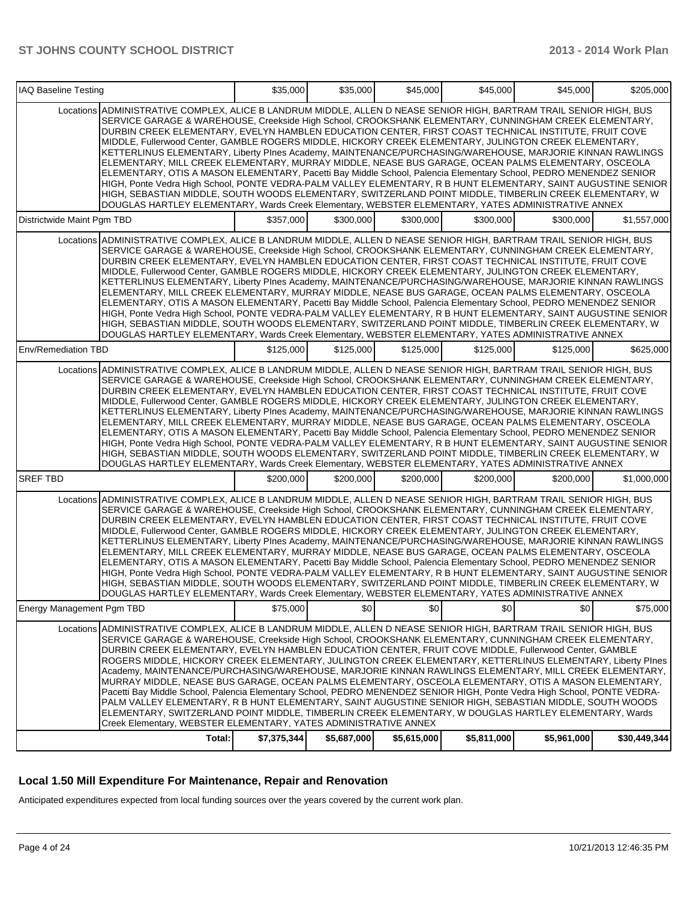| IAQ Baseline Testing | | $35,000 | $35,000 | $45,000 | $45,000 | $45,000 | $205,000 |
|---|---|---|---|---|---|---|---|
| | Locations | ADMINISTRATIVE COMPLEX, ALICE B LANDRUM MIDDLE, ALLEN D NEASE SENIOR HIGH, BARTRAM TRAIL SENIOR HIGH, BUS SERVICE GARAGE & WAREHOUSE, Creekside High School, CROOKSHANK ELEMENTARY, CUNNINGHAM CREEK ELEMENTARY, DURBIN CREEK ELEMENTARY, EVELYN HAMBLEN EDUCATION CENTER, FIRST COAST TECHNICAL INSTITUTE, FRUIT COVE MIDDLE, Fullerwood Center, GAMBLE ROGERS MIDDLE, HICKORY CREEK ELEMENTARY, JULINGTON CREEK ELEMENTARY, KETTERLINUS ELEMENTARY, Liberty PInes Academy, MAINTENANCE/PURCHASING/WAREHOUSE, MARJORIE KINNAN RAWLINGS ELEMENTARY, MILL CREEK ELEMENTARY, MURRAY MIDDLE, NEASE BUS GARAGE, OCEAN PALMS ELEMENTARY, OSCEOLA ELEMENTARY, OTIS A MASON ELEMENTARY, Pacetti Bay Middle School, Palencia Elementary School, PEDRO MENENDEZ SENIOR HIGH, Ponte Vedra High School, PONTE VEDRA-PALM VALLEY ELEMENTARY, R B HUNT ELEMENTARY, SAINT AUGUSTINE SENIOR HIGH, SEBASTIAN MIDDLE, SOUTH WOODS ELEMENTARY, SWITZERLAND POINT MIDDLE, TIMBERLIN CREEK ELEMENTARY, W DOUGLAS HARTLEY ELEMENTARY, Wards Creek Elementary, WEBSTER ELEMENTARY, YATES ADMINISTRATIVE ANNEX | | | | | | |
| Districtwide Maint Pgm TBD | | $357,000 | $300,000 | $300,000 | $300,000 | $300,000 | $1,557,000 |
| | Locations | ADMINISTRATIVE COMPLEX, ALICE B LANDRUM MIDDLE, ALLEN D NEASE SENIOR HIGH, BARTRAM TRAIL SENIOR HIGH, BUS SERVICE GARAGE & WAREHOUSE, Creekside High School, CROOKSHANK ELEMENTARY, CUNNINGHAM CREEK ELEMENTARY, DURBIN CREEK ELEMENTARY, EVELYN HAMBLEN EDUCATION CENTER, FIRST COAST TECHNICAL INSTITUTE, FRUIT COVE MIDDLE, Fullerwood Center, GAMBLE ROGERS MIDDLE, HICKORY CREEK ELEMENTARY, JULINGTON CREEK ELEMENTARY, KETTERLINUS ELEMENTARY, Liberty PInes Academy, MAINTENANCE/PURCHASING/WAREHOUSE, MARJORIE KINNAN RAWLINGS ELEMENTARY, MILL CREEK ELEMENTARY, MURRAY MIDDLE, NEASE BUS GARAGE, OCEAN PALMS ELEMENTARY, OSCEOLA ELEMENTARY, OTIS A MASON ELEMENTARY, Pacetti Bay Middle School, Palencia Elementary School, PEDRO MENENDEZ SENIOR HIGH, Ponte Vedra High School, PONTE VEDRA-PALM VALLEY ELEMENTARY, R B HUNT ELEMENTARY, SAINT AUGUSTINE SENIOR HIGH, SEBASTIAN MIDDLE, SOUTH WOODS ELEMENTARY, SWITZERLAND POINT MIDDLE, TIMBERLIN CREEK ELEMENTARY, W DOUGLAS HARTLEY ELEMENTARY, Wards Creek Elementary, WEBSTER ELEMENTARY, YATES ADMINISTRATIVE ANNEX | | | | | | |
| Env/Remediation TBD | | $125,000 | $125,000 | $125,000 | $125,000 | $125,000 | $625,000 |
| | Locations | ADMINISTRATIVE COMPLEX, ALICE B LANDRUM MIDDLE, ALLEN D NEASE SENIOR HIGH, BARTRAM TRAIL SENIOR HIGH, BUS SERVICE GARAGE & WAREHOUSE, Creekside High School, CROOKSHANK ELEMENTARY, CUNNINGHAM CREEK ELEMENTARY, DURBIN CREEK ELEMENTARY, EVELYN HAMBLEN EDUCATION CENTER, FIRST COAST TECHNICAL INSTITUTE, FRUIT COVE MIDDLE, Fullerwood Center, GAMBLE ROGERS MIDDLE, HICKORY CREEK ELEMENTARY, JULINGTON CREEK ELEMENTARY, KETTERLINUS ELEMENTARY, Liberty PInes Academy, MAINTENANCE/PURCHASING/WAREHOUSE, MARJORIE KINNAN RAWLINGS ELEMENTARY, MILL CREEK ELEMENTARY, MURRAY MIDDLE, NEASE BUS GARAGE, OCEAN PALMS ELEMENTARY, OSCEOLA ELEMENTARY, OTIS A MASON ELEMENTARY, Pacetti Bay Middle School, Palencia Elementary School, PEDRO MENENDEZ SENIOR HIGH, Ponte Vedra High School, PONTE VEDRA-PALM VALLEY ELEMENTARY, R B HUNT ELEMENTARY, SAINT AUGUSTINE SENIOR HIGH, SEBASTIAN MIDDLE, SOUTH WOODS ELEMENTARY, SWITZERLAND POINT MIDDLE, TIMBERLIN CREEK ELEMENTARY, W DOUGLAS HARTLEY ELEMENTARY, Wards Creek Elementary, WEBSTER ELEMENTARY, YATES ADMINISTRATIVE ANNEX | | | | | | |
| SREF TBD | | $200,000 | $200,000 | $200,000 | $200,000 | $200,000 | $1,000,000 |
| | Locations | ADMINISTRATIVE COMPLEX, ALICE B LANDRUM MIDDLE, ALLEN D NEASE SENIOR HIGH, BARTRAM TRAIL SENIOR HIGH, BUS SERVICE GARAGE & WAREHOUSE, Creekside High School, CROOKSHANK ELEMENTARY, CUNNINGHAM CREEK ELEMENTARY, DURBIN CREEK ELEMENTARY, EVELYN HAMBLEN EDUCATION CENTER, FIRST COAST TECHNICAL INSTITUTE, FRUIT COVE MIDDLE, Fullerwood Center, GAMBLE ROGERS MIDDLE, HICKORY CREEK ELEMENTARY, JULINGTON CREEK ELEMENTARY, KETTERLINUS ELEMENTARY, Liberty PInes Academy, MAINTENANCE/PURCHASING/WAREHOUSE, MARJORIE KINNAN RAWLINGS ELEMENTARY, MILL CREEK ELEMENTARY, MURRAY MIDDLE, NEASE BUS GARAGE, OCEAN PALMS ELEMENTARY, OSCEOLA ELEMENTARY, OTIS A MASON ELEMENTARY, Pacetti Bay Middle School, Palencia Elementary School, PEDRO MENENDEZ SENIOR HIGH, Ponte Vedra High School, PONTE VEDRA-PALM VALLEY ELEMENTARY, R B HUNT ELEMENTARY, SAINT AUGUSTINE SENIOR HIGH, SEBASTIAN MIDDLE, SOUTH WOODS ELEMENTARY, SWITZERLAND POINT MIDDLE, TIMBERLIN CREEK ELEMENTARY, W DOUGLAS HARTLEY ELEMENTARY, Wards Creek Elementary, WEBSTER ELEMENTARY, YATES ADMINISTRATIVE ANNEX | | | | | | |
| Energy Management Pgm TBD | | $75,000 | $0 | $0 | $0 | $0 | $75,000 |
| | Locations | ADMINISTRATIVE COMPLEX, ALICE B LANDRUM MIDDLE, ALLEN D NEASE SENIOR HIGH, BARTRAM TRAIL SENIOR HIGH, BUS SERVICE GARAGE & WAREHOUSE, Creekside High School, CROOKSHANK ELEMENTARY, CUNNINGHAM CREEK ELEMENTARY, DURBIN CREEK ELEMENTARY, EVELYN HAMBLEN EDUCATION CENTER, FRUIT COVE MIDDLE, Fullerwood Center, GAMBLE ROGERS MIDDLE, HICKORY CREEK ELEMENTARY, JULINGTON CREEK ELEMENTARY, KETTERLINUS ELEMENTARY, Liberty PInes Academy, MAINTENANCE/PURCHASING/WAREHOUSE, MARJORIE KINNAN RAWLINGS ELEMENTARY, MILL CREEK ELEMENTARY, MURRAY MIDDLE, NEASE BUS GARAGE, OCEAN PALMS ELEMENTARY, OSCEOLA ELEMENTARY, OTIS A MASON ELEMENTARY, Pacetti Bay Middle School, Palencia Elementary School, PEDRO MENENDEZ SENIOR HIGH, Ponte Vedra High School, PONTE VEDRA-PALM VALLEY ELEMENTARY, R B HUNT ELEMENTARY, SAINT AUGUSTINE SENIOR HIGH, SEBASTIAN MIDDLE, SOUTH WOODS ELEMENTARY, SWITZERLAND POINT MIDDLE, TIMBERLIN CREEK ELEMENTARY, W DOUGLAS HARTLEY ELEMENTARY, Wards Creek Elementary, WEBSTER ELEMENTARY, YATES ADMINISTRATIVE ANNEX | | | | | | |
| | Total: | $7,375,344 | $5,687,000 | $5,615,000 | $5,811,000 | $5,961,000 | $30,449,344 |

## Local 1.50 Mill Expenditure For Maintenance, Repair and Renovation

Anticipated expenditures expected from local funding sources over the years covered by the current work plan.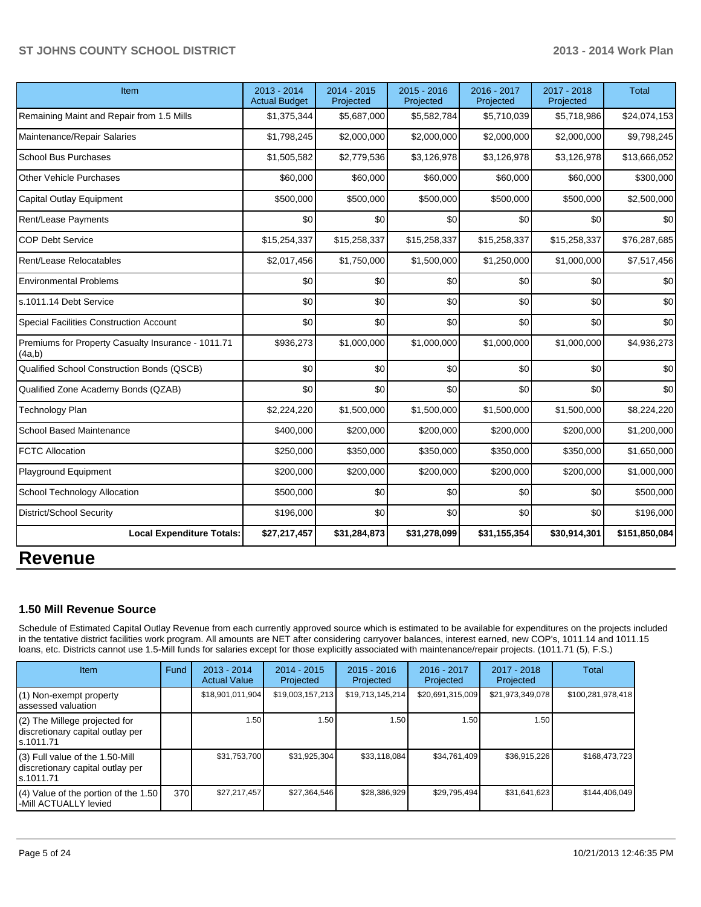| Item | 2013 - 2014 Actual Budget | 2014 - 2015 Projected | 2015 - 2016 Projected | 2016 - 2017 Projected | 2017 - 2018 Projected | Total |
|---|---|---|---|---|---|---|
| Remaining Maint and Repair from 1.5 Mills | $1,375,344 | $5,687,000 | $5,582,784 | $5,710,039 | $5,718,986 | $24,074,153 |
| Maintenance/Repair Salaries | $1,798,245 | $2,000,000 | $2,000,000 | $2,000,000 | $2,000,000 | $9,798,245 |
| School Bus Purchases | $1,505,582 | $2,779,536 | $3,126,978 | $3,126,978 | $3,126,978 | $13,666,052 |
| Other Vehicle Purchases | $60,000 | $60,000 | $60,000 | $60,000 | $60,000 | $300,000 |
| Capital Outlay Equipment | $500,000 | $500,000 | $500,000 | $500,000 | $500,000 | $2,500,000 |
| Rent/Lease Payments | $0 | $0 | $0 | $0 | $0 | $0 |
| COP Debt Service | $15,254,337 | $15,258,337 | $15,258,337 | $15,258,337 | $15,258,337 | $76,287,685 |
| Rent/Lease Relocatables | $2,017,456 | $1,750,000 | $1,500,000 | $1,250,000 | $1,000,000 | $7,517,456 |
| Environmental Problems | $0 | $0 | $0 | $0 | $0 | $0 |
| s.1011.14 Debt Service | $0 | $0 | $0 | $0 | $0 | $0 |
| Special Facilities Construction Account | $0 | $0 | $0 | $0 | $0 | $0 |
| Premiums for Property Casualty Insurance - 1011.71 (4a,b) | $936,273 | $1,000,000 | $1,000,000 | $1,000,000 | $1,000,000 | $4,936,273 |
| Qualified School Construction Bonds (QSCB) | $0 | $0 | $0 | $0 | $0 | $0 |
| Qualified Zone Academy Bonds (QZAB) | $0 | $0 | $0 | $0 | $0 | $0 |
| Technology Plan | $2,224,220 | $1,500,000 | $1,500,000 | $1,500,000 | $1,500,000 | $8,224,220 |
| School Based Maintenance | $400,000 | $200,000 | $200,000 | $200,000 | $200,000 | $1,200,000 |
| FCTC Allocation | $250,000 | $350,000 | $350,000 | $350,000 | $350,000 | $1,650,000 |
| Playground Equipment | $200,000 | $200,000 | $200,000 | $200,000 | $200,000 | $1,000,000 |
| School Technology Allocation | $500,000 | $0 | $0 | $0 | $0 | $500,000 |
| District/School Security | $196,000 | $0 | $0 | $0 | $0 | $196,000 |
| **Local Expenditure Totals:** | **$27,217,457** | **$31,284,873** | **$31,278,099** | **$31,155,354** | **$30,914,301** | **$151,850,084** |

# Revenue

### 1.50 Mill Revenue Source

Schedule of Estimated Capital Outlay Revenue from each currently approved source which is estimated to be available for expenditures on the projects included in the tentative district facilities work program. All amounts are NET after considering carryover balances, interest earned, new COP's, 1011.14 and 1011.15 loans, etc. Districts cannot use 1.5-Mill funds for salaries except for those explicitly associated with maintenance/repair projects. (1011.71 (5), F.S.)

| Item | Fund | 2013 - 2014 Actual Value | 2014 - 2015 Projected | 2015 - 2016 Projected | 2016 - 2017 Projected | 2017 - 2018 Projected | Total |
|---|---|---|---|---|---|---|---|
| (1) Non-exempt property assessed valuation | | $18,901,011,904 | $19,003,157,213 | $19,713,145,214 | $20,691,315,009 | $21,973,349,078 | $100,281,978,418 |
| (2) The Millege projected for discretionary capital outlay per s.1011.71 | | 1.50 | 1.50 | 1.50 | 1.50 | 1.50 | |
| (3) Full value of the 1.50-Mill discretionary capital outlay per s.1011.71 | | $31,753,700 | $31,925,304 | $33,118,084 | $34,761,409 | $36,915,226 | $168,473,723 |
| (4) Value of the portion of the 1.50 -Mill ACTUALLY levied | 370 | $27,217,457 | $27,364,546 | $28,386,929 | $29,795,494 | $31,641,623 | $144,406,049 |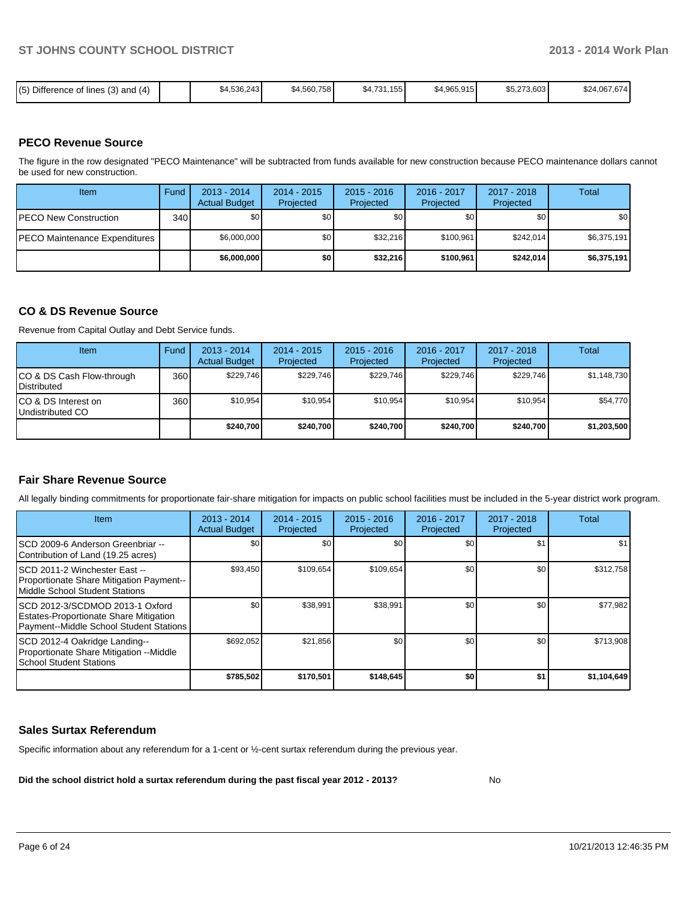| (5) Difference of lines (3) and (4) | | $4,536,243 | $4,560,758 | $4,731,155 | $4,965,915 | $5,273,603 | $24,067,674 |
|---|---|---|---|---|---|---|---|

## PECO Revenue Source

The figure in the row designated "PECO Maintenance" will be subtracted from funds available for new construction because PECO maintenance dollars cannot be used for new construction.

| Item | Fund | 2013 - 2014 Actual Budget | 2014 - 2015 Projected | 2015 - 2016 Projected | 2016 - 2017 Projected | 2017 - 2018 Projected | Total |
|---|---|---|---|---|---|---|---|
| PECO New Construction | 340 | $0 | $0 | $0 | $0 | $0 | $0 |
| PECO Maintenance Expenditures | | $6,000,000 | $0 | $32,216 | $100,961 | $242,014 | $6,375,191 |
| | | **$6,000,000** | **$0** | **$32,216** | **$100,961** | **$242,014** | **$6,375,191** |

## CO & DS Revenue Source

Revenue from Capital Outlay and Debt Service funds.

| Item | Fund | 2013 - 2014 Actual Budget | 2014 - 2015 Projected | 2015 - 2016 Projected | 2016 - 2017 Projected | 2017 - 2018 Projected | Total |
|---|---|---|---|---|---|---|---|
| CO & DS Cash Flow-through Distributed | 360 | $229,746 | $229,746 | $229,746 | $229,746 | $229,746 | $1,148,730 |
| CO & DS Interest on Undistributed CO | 360 | $10,954 | $10,954 | $10,954 | $10,954 | $10,954 | $54,770 |
| | | **$240,700** | **$240,700** | **$240,700** | **$240,700** | **$240,700** | **$1,203,500** |

## Fair Share Revenue Source

All legally binding commitments for proportionate fair-share mitigation for impacts on public school facilities must be included in the 5-year district work program.

| Item | 2013 - 2014 Actual Budget | 2014 - 2015 Projected | 2015 - 2016 Projected | 2016 - 2017 Projected | 2017 - 2018 Projected | Total |
|---|---|---|---|---|---|---|
| SCD 2009-6 Anderson Greenbriar -- Contribution of Land (19.25 acres) | $0 | $0 | $0 | $0 | $1 | $1 |
| SCD 2011-2 Winchester East -- Proportionate Share Mitigation Payment-- Middle School Student Stations | $93,450 | $109,654 | $109,654 | $0 | $0 | $312,758 |
| SCD 2012-3/SCDMOD 2013-1 Oxford Estates-Proportionate Share Mitigation Payment--Middle School Student Stations | $0 | $38,991 | $38,991 | $0 | $0 | $77,982 |
| SCD 2012-4 Oakridge Landing-- Proportionate Share Mitigation --Middle School Student Stations | $692,052 | $21,856 | $0 | $0 | $0 | $713,908 |
| | **$785,502** | **$170,501** | **$148,645** | **$0** | **$1** | **$1,104,649** |

## Sales Surtax Referendum

Specific information about any referendum for a 1-cent or ½-cent surtax referendum during the previous year.

**Did the school district hold a surtax referendum during the past fiscal year 2012 - 2013?** No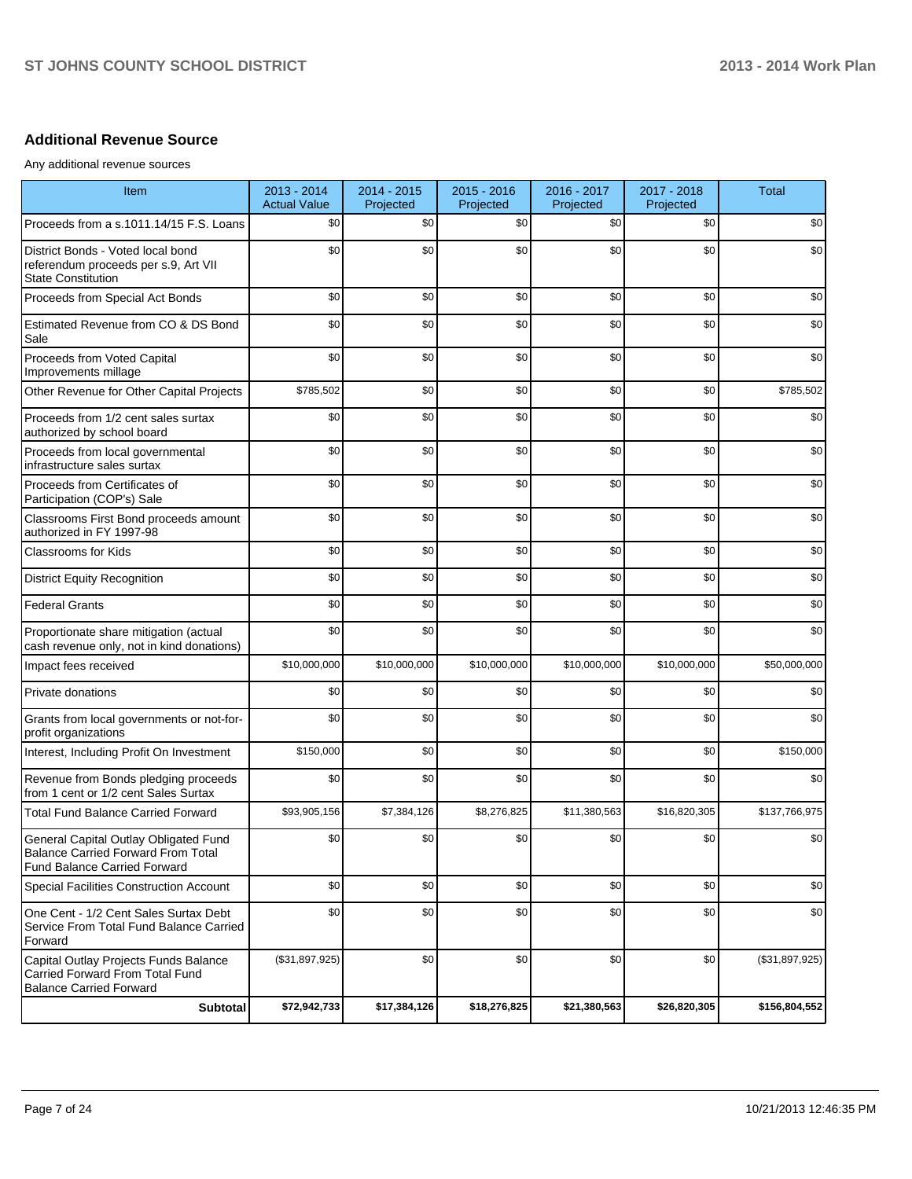## Additional Revenue Source

Any additional revenue sources

| Item | 2013 - 2014 Actual Value | 2014 - 2015 Projected | 2015 - 2016 Projected | 2016 - 2017 Projected | 2017 - 2018 Projected | Total |
|---|---|---|---|---|---|---|
| Proceeds from a s.1011.14/15 F.S. Loans | $0 | $0 | $0 | $0 | $0 | $0 |
| District Bonds - Voted local bond referendum proceeds per s.9, Art VII State Constitution | $0 | $0 | $0 | $0 | $0 | $0 |
| Proceeds from Special Act Bonds | $0 | $0 | $0 | $0 | $0 | $0 |
| Estimated Revenue from CO & DS Bond Sale | $0 | $0 | $0 | $0 | $0 | $0 |
| Proceeds from Voted Capital Improvements millage | $0 | $0 | $0 | $0 | $0 | $0 |
| Other Revenue for Other Capital Projects | $785,502 | $0 | $0 | $0 | $0 | $785,502 |
| Proceeds from 1/2 cent sales surtax authorized by school board | $0 | $0 | $0 | $0 | $0 | $0 |
| Proceeds from local governmental infrastructure sales surtax | $0 | $0 | $0 | $0 | $0 | $0 |
| Proceeds from Certificates of Participation (COP's) Sale | $0 | $0 | $0 | $0 | $0 | $0 |
| Classrooms First Bond proceeds amount authorized in FY 1997-98 | $0 | $0 | $0 | $0 | $0 | $0 |
| Classrooms for Kids | $0 | $0 | $0 | $0 | $0 | $0 |
| District Equity Recognition | $0 | $0 | $0 | $0 | $0 | $0 |
| Federal Grants | $0 | $0 | $0 | $0 | $0 | $0 |
| Proportionate share mitigation (actual cash revenue only, not in kind donations) | $0 | $0 | $0 | $0 | $0 | $0 |
| Impact fees received | $10,000,000 | $10,000,000 | $10,000,000 | $10,000,000 | $10,000,000 | $50,000,000 |
| Private donations | $0 | $0 | $0 | $0 | $0 | $0 |
| Grants from local governments or not-for-profit organizations | $0 | $0 | $0 | $0 | $0 | $0 |
| Interest, Including Profit On Investment | $150,000 | $0 | $0 | $0 | $0 | $150,000 |
| Revenue from Bonds pledging proceeds from 1 cent or 1/2 cent Sales Surtax | $0 | $0 | $0 | $0 | $0 | $0 |
| Total Fund Balance Carried Forward | $93,905,156 | $7,384,126 | $8,276,825 | $11,380,563 | $16,820,305 | $137,766,975 |
| General Capital Outlay Obligated Fund Balance Carried Forward From Total Fund Balance Carried Forward | $0 | $0 | $0 | $0 | $0 | $0 |
| Special Facilities Construction Account | $0 | $0 | $0 | $0 | $0 | $0 |
| One Cent - 1/2 Cent Sales Surtax Debt Service From Total Fund Balance Carried Forward | $0 | $0 | $0 | $0 | $0 | $0 |
| Capital Outlay Projects Funds Balance Carried Forward From Total Fund Balance Carried Forward | ($31,897,925) | $0 | $0 | $0 | $0 | ($31,897,925) |
| **Subtotal** | **$72,942,733** | **$17,384,126** | **$18,276,825** | **$21,380,563** | **$26,820,305** | **$156,804,552** |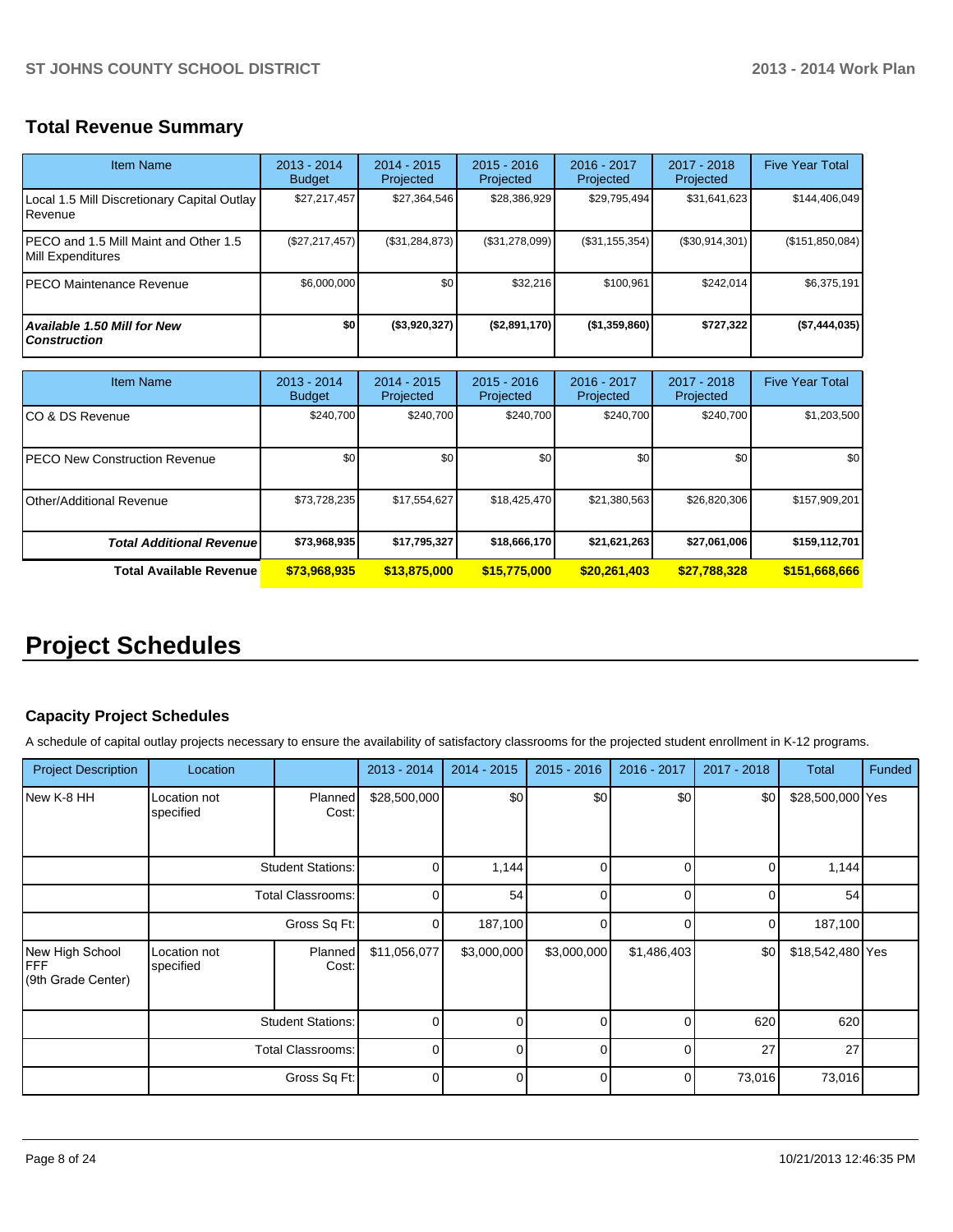## Total Revenue Summary

| Item Name | 2013 - 2014 Budget | 2014 - 2015 Projected | 2015 - 2016 Projected | 2016 - 2017 Projected | 2017 - 2018 Projected | Five Year Total |
|---|---|---|---|---|---|---|
| Local 1.5 Mill Discretionary Capital Outlay Revenue | $27,217,457 | $27,364,546 | $28,386,929 | $29,795,494 | $31,641,623 | $144,406,049 |
| PECO and 1.5 Mill Maint and Other 1.5 Mill Expenditures | ($27,217,457) | ($31,284,873) | ($31,278,099) | ($31,155,354) | ($30,914,301) | ($151,850,084) |
| PECO Maintenance Revenue | $6,000,000 | $0 | $32,216 | $100,961 | $242,014 | $6,375,191 |
| ***Available 1.50 Mill for New Construction*** | **$0** | **($3,920,327)** | **($2,891,170)** | **($1,359,860)** | **$727,322** | **($7,444,035)** |

| Item Name | 2013 - 2014 Budget | 2014 - 2015 Projected | 2015 - 2016 Projected | 2016 - 2017 Projected | 2017 - 2018 Projected | Five Year Total |
|---|---|---|---|---|---|---|
| CO & DS Revenue | $240,700 | $240,700 | $240,700 | $240,700 | $240,700 | $1,203,500 |
| PECO New Construction Revenue | $0 | $0 | $0 | $0 | $0 | $0 |
| Other/Additional Revenue | $73,728,235 | $17,554,627 | $18,425,470 | $21,380,563 | $26,820,306 | $157,909,201 |
| ***Total Additional Revenue*** | **$73,968,935** | **$17,795,327** | **$18,666,170** | **$21,621,263** | **$27,061,006** | **$159,112,701** |
| **Total Available Revenue** | **$73,968,935** | **$13,875,000** | **$15,775,000** | **$20,261,403** | **$27,788,328** | **$151,668,666** |

# Project Schedules

### Capacity Project Schedules

A schedule of capital outlay projects necessary to ensure the availability of satisfactory classrooms for the projected student enrollment in K-12 programs.

| Project Description | Location | | 2013 - 2014 | 2014 - 2015 | 2015 - 2016 | 2016 - 2017 | 2017 - 2018 | Total | Funded |
|---|---|---|---|---|---|---|---|---|---|
| New K-8 HH | Location not specified | Planned Cost: | $28,500,000 | $0 | $0 | $0 | $0 | $28,500,000 | Yes |
| | | Student Stations: | 0 | 1,144 | 0 | 0 | 0 | 1,144 | |
| | | Total Classrooms: | 0 | 54 | 0 | 0 | 0 | 54 | |
| | | Gross Sq Ft: | 0 | 187,100 | 0 | 0 | 0 | 187,100 | |
| New High School FFF (9th Grade Center) | Location not specified | Planned Cost: | $11,056,077 | $3,000,000 | $3,000,000 | $1,486,403 | $0 | $18,542,480 | Yes |
| | | Student Stations: | 0 | 0 | 0 | 0 | 620 | 620 | |
| | | Total Classrooms: | 0 | 0 | 0 | 0 | 27 | 27 | |
| | | Gross Sq Ft: | 0 | 0 | 0 | 0 | 73,016 | 73,016 | |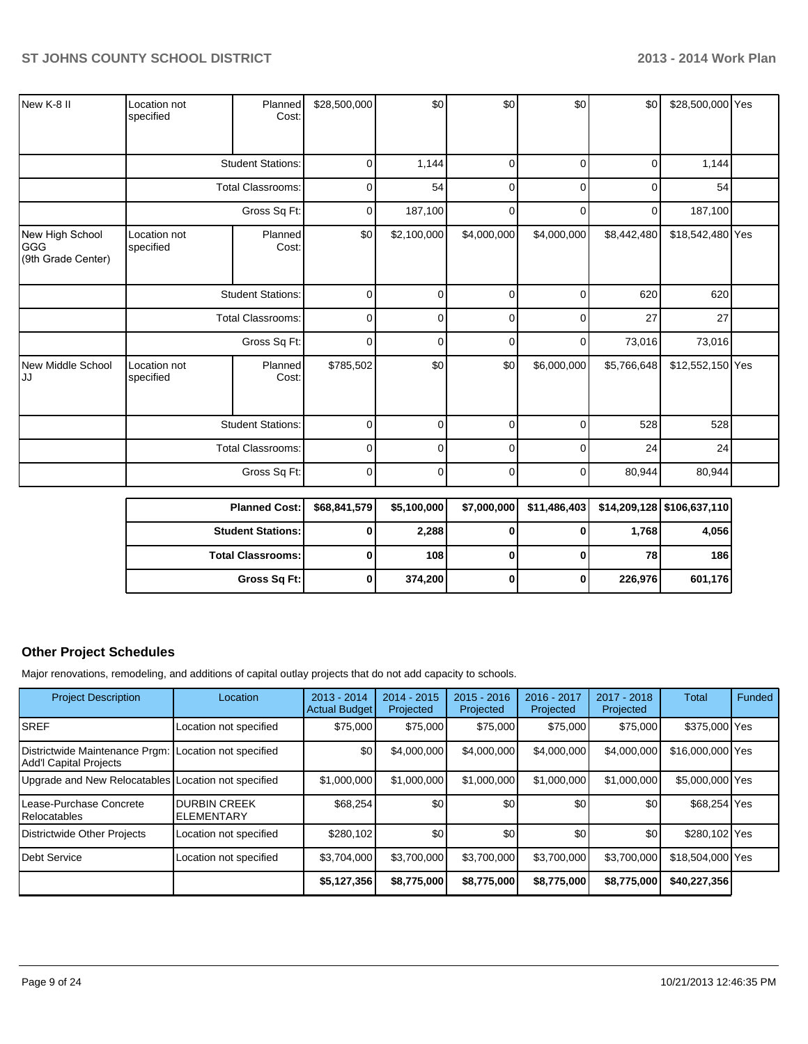| | | | | | | | | | |
|---|---|---|---|---|---|---|---|---|---|
| New K-8 II | Location not specified | Planned Cost: | $28,500,000 | $0 | $0 | $0 | $0 | $28,500,000 | Yes |
| | | Student Stations: | 0 | 1,144 | 0 | 0 | 0 | 1,144 | |
| | | Total Classrooms: | 0 | 54 | 0 | 0 | 0 | 54 | |
| | | Gross Sq Ft: | 0 | 187,100 | 0 | 0 | 0 | 187,100 | |
| New High School GGG (9th Grade Center) | Location not specified | Planned Cost: | $0 | $2,100,000 | $4,000,000 | $4,000,000 | $8,442,480 | $18,542,480 | Yes |
| | | Student Stations: | 0 | 0 | 0 | 0 | 620 | 620 | |
| | | Total Classrooms: | 0 | 0 | 0 | 0 | 27 | 27 | |
| | | Gross Sq Ft: | 0 | 0 | 0 | 0 | 73,016 | 73,016 | |
| New Middle School JJ | Location not specified | Planned Cost: | $785,502 | $0 | $0 | $6,000,000 | $5,766,648 | $12,552,150 | Yes |
| | | Student Stations: | 0 | 0 | 0 | 0 | 528 | 528 | |
| | | Total Classrooms: | 0 | 0 | 0 | 0 | 24 | 24 | |
| | | Gross Sq Ft: | 0 | 0 | 0 | 0 | 80,944 | 80,944 | |

| | | | | | | |
|---|---|---|---|---|---|---|
| **Planned Cost:** | **$68,841,579** | **$5,100,000** | **$7,000,000** | **$11,486,403** | **$14,209,128** | **$106,637,110** |
| **Student Stations:** | **0** | **2,288** | **0** | **0** | **1,768** | **4,056** |
| **Total Classrooms:** | **0** | **108** | **0** | **0** | **78** | **186** |
| **Gross Sq Ft:** | **0** | **374,200** | **0** | **0** | **226,976** | **601,176** |

## Other Project Schedules

Major renovations, remodeling, and additions of capital outlay projects that do not add capacity to schools.

| Project Description | Location | 2013 - 2014 Actual Budget | 2014 - 2015 Projected | 2015 - 2016 Projected | 2016 - 2017 Projected | 2017 - 2018 Projected | Total | Funded |
|---|---|---|---|---|---|---|---|---|
| SREF | Location not specified | $75,000 | $75,000 | $75,000 | $75,000 | $75,000 | $375,000 | Yes |
| Districtwide Maintenance Prgm: Add'l Capital Projects | Location not specified | $0 | $4,000,000 | $4,000,000 | $4,000,000 | $4,000,000 | $16,000,000 | Yes |
| Upgrade and New Relocatables | Location not specified | $1,000,000 | $1,000,000 | $1,000,000 | $1,000,000 | $1,000,000 | $5,000,000 | Yes |
| Lease-Purchase Concrete Relocatables | DURBIN CREEK ELEMENTARY | $68,254 | $0 | $0 | $0 | $0 | $68,254 | Yes |
| Districtwide Other Projects | Location not specified | $280,102 | $0 | $0 | $0 | $0 | $280,102 | Yes |
| Debt Service | Location not specified | $3,704,000 | $3,700,000 | $3,700,000 | $3,700,000 | $3,700,000 | $18,504,000 | Yes |
| | | **$5,127,356** | **$8,775,000** | **$8,775,000** | **$8,775,000** | **$8,775,000** | **$40,227,356** | |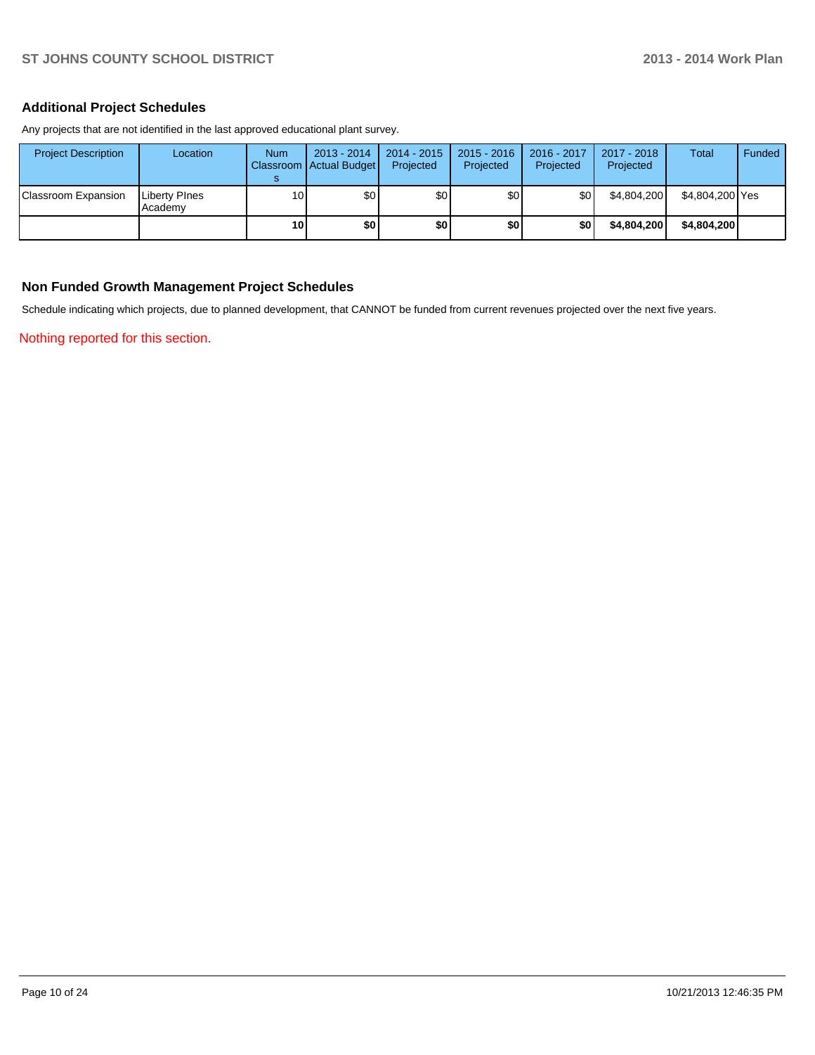## Additional Project Schedules

Any projects that are not identified in the last approved educational plant survey.

| Project Description | Location | Num Classrooms | 2013 - 2014 Actual Budget | 2014 - 2015 Projected | 2015 - 2016 Projected | 2016 - 2017 Projected | 2017 - 2018 Projected | Total | Funded |
|---|---|---|---|---|---|---|---|---|---|
| Classroom Expansion | Liberty PInes Academy | 10 | $0 | $0 | $0 | $0 | $4,804,200 | $4,804,200 | Yes |
| | | **10** | **$0** | **$0** | **$0** | **$0** | **$4,804,200** | **$4,804,200** | |

## Non Funded Growth Management Project Schedules

Schedule indicating which projects, due to planned development, that CANNOT be funded from current revenues projected over the next five years.

Nothing reported for this section.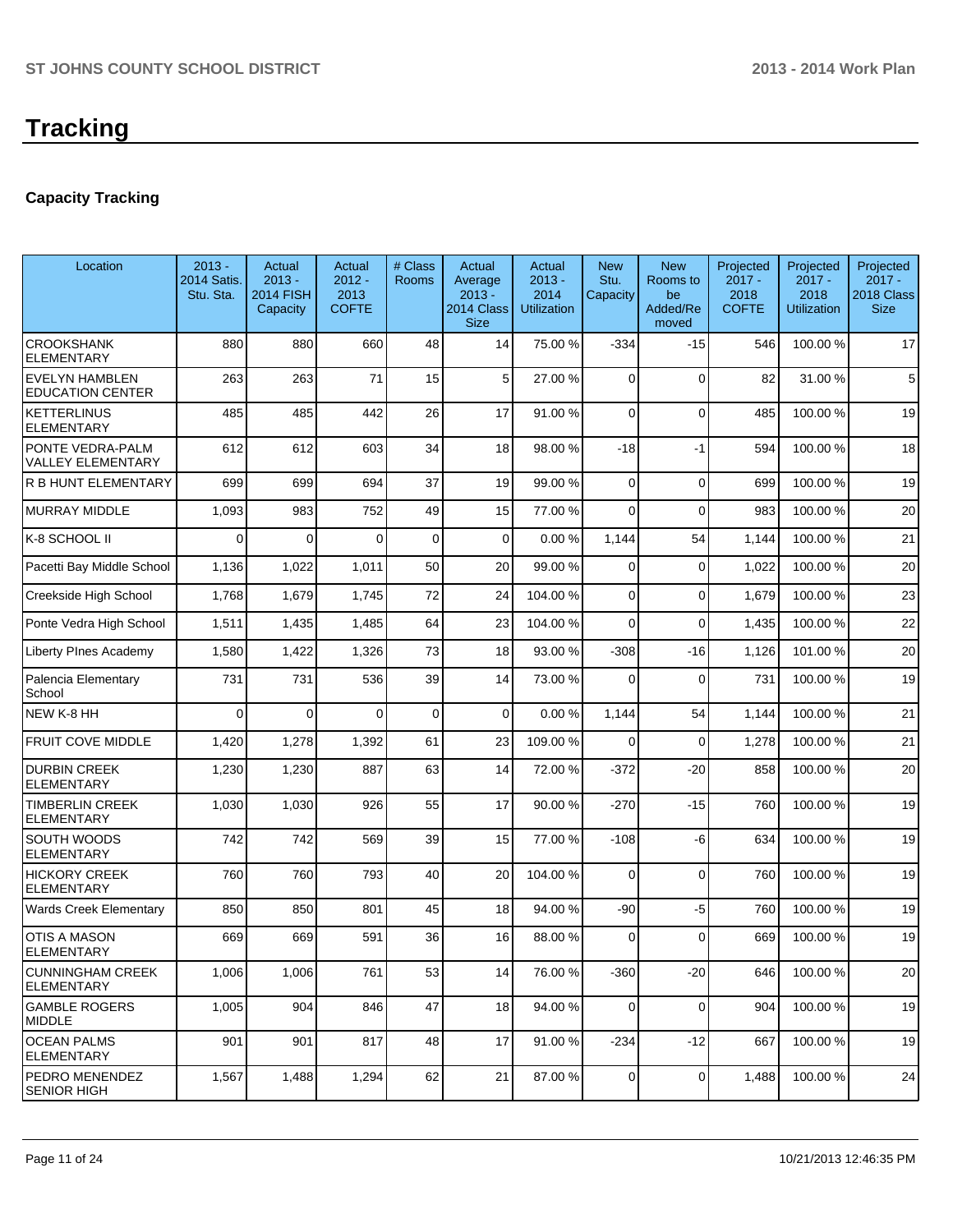# Tracking

## Capacity Tracking

| Location | 2013 - 2014 Satis. Stu. Sta. | Actual 2013 - 2014 FISH Capacity | Actual 2012 - 2013 COFTE | # Class Rooms | Actual Average 2013 - 2014 Class Size | Actual 2013 - 2014 Utilization | New Stu. Capacity | New Rooms to be Added/Removed | Projected 2017 - 2018 COFTE | Projected 2017 - 2018 Utilization | Projected 2017 - 2018 Class Size |
|---|---|---|---|---|---|---|---|---|---|---|---|
| CROOKSHANK ELEMENTARY | 880 | 880 | 660 | 48 | 14 | 75.00 % | -334 | -15 | 546 | 100.00 % | 17 |
| EVELYN HAMBLEN EDUCATION CENTER | 263 | 263 | 71 | 15 | 5 | 27.00 % | 0 | 0 | 82 | 31.00 % | 5 |
| KETTERLINUS ELEMENTARY | 485 | 485 | 442 | 26 | 17 | 91.00 % | 0 | 0 | 485 | 100.00 % | 19 |
| PONTE VEDRA-PALM VALLEY ELEMENTARY | 612 | 612 | 603 | 34 | 18 | 98.00 % | -18 | -1 | 594 | 100.00 % | 18 |
| R B HUNT ELEMENTARY | 699 | 699 | 694 | 37 | 19 | 99.00 % | 0 | 0 | 699 | 100.00 % | 19 |
| MURRAY MIDDLE | 1,093 | 983 | 752 | 49 | 15 | 77.00 % | 0 | 0 | 983 | 100.00 % | 20 |
| K-8 SCHOOL II | 0 | 0 | 0 | 0 | 0 | 0.00 % | 1,144 | 54 | 1,144 | 100.00 % | 21 |
| Pacetti Bay Middle School | 1,136 | 1,022 | 1,011 | 50 | 20 | 99.00 % | 0 | 0 | 1,022 | 100.00 % | 20 |
| Creekside High School | 1,768 | 1,679 | 1,745 | 72 | 24 | 104.00 % | 0 | 0 | 1,679 | 100.00 % | 23 |
| Ponte Vedra High School | 1,511 | 1,435 | 1,485 | 64 | 23 | 104.00 % | 0 | 0 | 1,435 | 100.00 % | 22 |
| Liberty PInes Academy | 1,580 | 1,422 | 1,326 | 73 | 18 | 93.00 % | -308 | -16 | 1,126 | 101.00 % | 20 |
| Palencia Elementary School | 731 | 731 | 536 | 39 | 14 | 73.00 % | 0 | 0 | 731 | 100.00 % | 19 |
| NEW K-8 HH | 0 | 0 | 0 | 0 | 0 | 0.00 % | 1,144 | 54 | 1,144 | 100.00 % | 21 |
| FRUIT COVE MIDDLE | 1,420 | 1,278 | 1,392 | 61 | 23 | 109.00 % | 0 | 0 | 1,278 | 100.00 % | 21 |
| DURBIN CREEK ELEMENTARY | 1,230 | 1,230 | 887 | 63 | 14 | 72.00 % | -372 | -20 | 858 | 100.00 % | 20 |
| TIMBERLIN CREEK ELEMENTARY | 1,030 | 1,030 | 926 | 55 | 17 | 90.00 % | -270 | -15 | 760 | 100.00 % | 19 |
| SOUTH WOODS ELEMENTARY | 742 | 742 | 569 | 39 | 15 | 77.00 % | -108 | -6 | 634 | 100.00 % | 19 |
| HICKORY CREEK ELEMENTARY | 760 | 760 | 793 | 40 | 20 | 104.00 % | 0 | 0 | 760 | 100.00 % | 19 |
| Wards Creek Elementary | 850 | 850 | 801 | 45 | 18 | 94.00 % | -90 | -5 | 760 | 100.00 % | 19 |
| OTIS A MASON ELEMENTARY | 669 | 669 | 591 | 36 | 16 | 88.00 % | 0 | 0 | 669 | 100.00 % | 19 |
| CUNNINGHAM CREEK ELEMENTARY | 1,006 | 1,006 | 761 | 53 | 14 | 76.00 % | -360 | -20 | 646 | 100.00 % | 20 |
| GAMBLE ROGERS MIDDLE | 1,005 | 904 | 846 | 47 | 18 | 94.00 % | 0 | 0 | 904 | 100.00 % | 19 |
| OCEAN PALMS ELEMENTARY | 901 | 901 | 817 | 48 | 17 | 91.00 % | -234 | -12 | 667 | 100.00 % | 19 |
| PEDRO MENENDEZ SENIOR HIGH | 1,567 | 1,488 | 1,294 | 62 | 21 | 87.00 % | 0 | 0 | 1,488 | 100.00 % | 24 |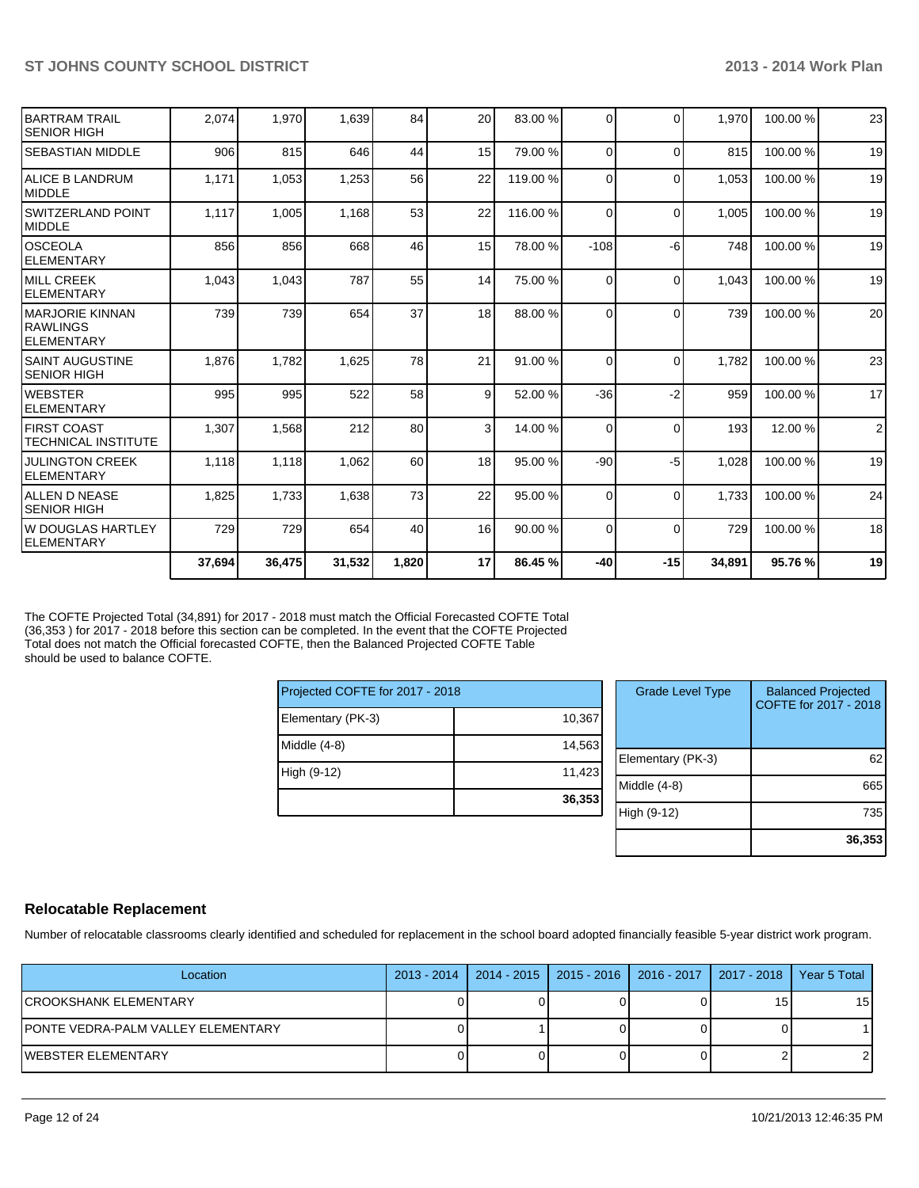| | | | | | | | | | | | |
|---|---|---|---|---|---|---|---|---|---|---|---|
| BARTRAM TRAIL SENIOR HIGH | 2,074 | 1,970 | 1,639 | 84 | 20 | 83.00 % | 0 | 0 | 1,970 | 100.00 % | 23 |
| SEBASTIAN MIDDLE | 906 | 815 | 646 | 44 | 15 | 79.00 % | 0 | 0 | 815 | 100.00 % | 19 |
| ALICE B LANDRUM MIDDLE | 1,171 | 1,053 | 1,253 | 56 | 22 | 119.00 % | 0 | 0 | 1,053 | 100.00 % | 19 |
| SWITZERLAND POINT MIDDLE | 1,117 | 1,005 | 1,168 | 53 | 22 | 116.00 % | 0 | 0 | 1,005 | 100.00 % | 19 |
| OSCEOLA ELEMENTARY | 856 | 856 | 668 | 46 | 15 | 78.00 % | -108 | -6 | 748 | 100.00 % | 19 |
| MILL CREEK ELEMENTARY | 1,043 | 1,043 | 787 | 55 | 14 | 75.00 % | 0 | 0 | 1,043 | 100.00 % | 19 |
| MARJORIE KINNAN RAWLINGS ELEMENTARY | 739 | 739 | 654 | 37 | 18 | 88.00 % | 0 | 0 | 739 | 100.00 % | 20 |
| SAINT AUGUSTINE SENIOR HIGH | 1,876 | 1,782 | 1,625 | 78 | 21 | 91.00 % | 0 | 0 | 1,782 | 100.00 % | 23 |
| WEBSTER ELEMENTARY | 995 | 995 | 522 | 58 | 9 | 52.00 % | -36 | -2 | 959 | 100.00 % | 17 |
| FIRST COAST TECHNICAL INSTITUTE | 1,307 | 1,568 | 212 | 80 | 3 | 14.00 % | 0 | 0 | 193 | 12.00 % | 2 |
| JULINGTON CREEK ELEMENTARY | 1,118 | 1,118 | 1,062 | 60 | 18 | 95.00 % | -90 | -5 | 1,028 | 100.00 % | 19 |
| ALLEN D NEASE SENIOR HIGH | 1,825 | 1,733 | 1,638 | 73 | 22 | 95.00 % | 0 | 0 | 1,733 | 100.00 % | 24 |
| W DOUGLAS HARTLEY ELEMENTARY | 729 | 729 | 654 | 40 | 16 | 90.00 % | 0 | 0 | 729 | 100.00 % | 18 |
| | **37,694** | **36,475** | **31,532** | **1,820** | **17** | **86.45 %** | **-40** | **-15** | **34,891** | **95.76 %** | **19** |

The COFTE Projected Total (34,891) for 2017 - 2018 must match the Official Forecasted COFTE Total (36,353 ) for 2017 - 2018 before this section can be completed. In the event that the COFTE Projected Total does not match the Official forecasted COFTE, then the Balanced Projected COFTE Table should be used to balance COFTE.

| Projected COFTE for 2017 - 2018 | |
|---|---|
| Elementary (PK-3) | 10,367 |
| Middle (4-8) | 14,563 |
| High (9-12) | 11,423 |
| | **36,353** |

| Grade Level Type | Balanced Projected COFTE for 2017 - 2018 |
|---|---|
| Elementary (PK-3) | 62 |
| Middle (4-8) | 665 |
| High (9-12) | 735 |
| | **36,353** |

## Relocatable Replacement

Number of relocatable classrooms clearly identified and scheduled for replacement in the school board adopted financially feasible 5-year district work program.

| Location | 2013 - 2014 | 2014 - 2015 | 2015 - 2016 | 2016 - 2017 | 2017 - 2018 | Year 5 Total |
|---|---|---|---|---|---|---|
| CROOKSHANK ELEMENTARY | 0 | 0 | 0 | 0 | 15 | 15 |
| PONTE VEDRA-PALM VALLEY ELEMENTARY | 0 | 1 | 0 | 0 | 0 | 1 |
| WEBSTER ELEMENTARY | 0 | 0 | 0 | 0 | 2 | 2 |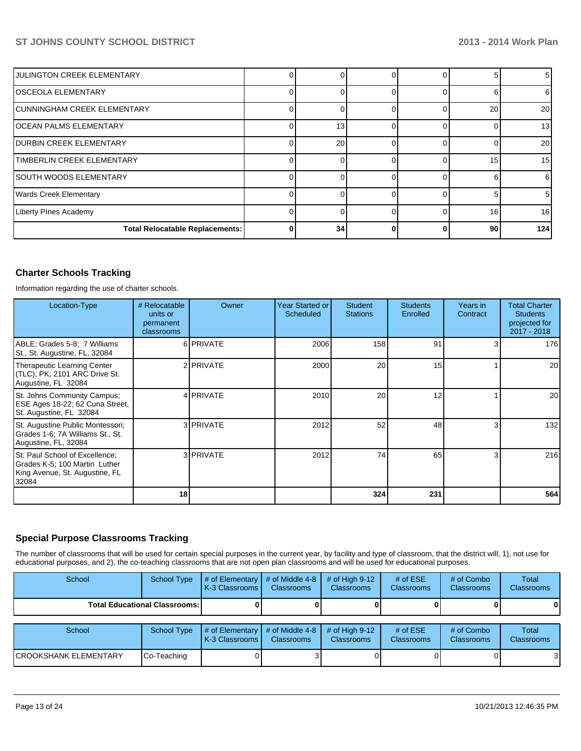| | | | | | | |
|---|---|---|---|---|---|---|
| JULINGTON CREEK ELEMENTARY | 0 | 0 | 0 | 0 | 5 | 5 |
| OSCEOLA ELEMENTARY | 0 | 0 | 0 | 0 | 6 | 6 |
| CUNNINGHAM CREEK ELEMENTARY | 0 | 0 | 0 | 0 | 20 | 20 |
| OCEAN PALMS ELEMENTARY | 0 | 13 | 0 | 0 | 0 | 13 |
| DURBIN CREEK ELEMENTARY | 0 | 20 | 0 | 0 | 0 | 20 |
| TIMBERLIN CREEK ELEMENTARY | 0 | 0 | 0 | 0 | 15 | 15 |
| SOUTH WOODS ELEMENTARY | 0 | 0 | 0 | 0 | 6 | 6 |
| Wards Creek Elementary | 0 | 0 | 0 | 0 | 5 | 5 |
| Liberty PInes Academy | 0 | 0 | 0 | 0 | 16 | 16 |
| **Total Relocatable Replacements:** | **0** | **34** | **0** | **0** | **90** | **124** |

## Charter Schools Tracking

Information regarding the use of charter schools.

| Location-Type | # Relocatable units or permanent classrooms | Owner | Year Started or Scheduled | Student Stations | Students Enrolled | Years in Contract | Total Charter Students projected for 2017 - 2018 |
|---|---|---|---|---|---|---|---|
| ABLE; Grades 5-8; 7 Williams St., St. Augustine, FL, 32084 | 6 | PRIVATE | 2006 | 158 | 91 | 3 | 176 |
| Therapeutic Learning Center (TLC); PK; 2101 ARC Drive St. Augustine, FL 32084 | 2 | PRIVATE | 2000 | 20 | 15 | 1 | 20 |
| St. Johns Community Campus; ESE Ages 18-22; 62 Cuna Street, St. Augustine, FL 32084 | 4 | PRIVATE | 2010 | 20 | 12 | 1 | 20 |
| St. Augustine Public Montessori; Grades 1-6; 7A Williams St., St. Augustine, FL, 32084 | 3 | PRIVATE | 2012 | 52 | 48 | 3 | 132 |
| St. Paul School of Excellence; Grades K-5; 100 Martin Luther King Avenue, St. Augustine, FL 32084 | 3 | PRIVATE | 2012 | 74 | 65 | 3 | 216 |
| | **18** | | | **324** | **231** | | **564** |

## Special Purpose Classrooms Tracking

The number of classrooms that will be used for certain special purposes in the current year, by facility and type of classroom, that the district will, 1), not use for educational purposes, and 2), the co-teaching classrooms that are not open plan classrooms and will be used for educational purposes.

| School | School Type | # of Elementary K-3 Classrooms | # of Middle 4-8 Classrooms | # of High 9-12 Classrooms | # of ESE Classrooms | # of Combo Classrooms | Total Classrooms |
|---|---|---|---|---|---|---|---|
| **Total Educational Classrooms:** | | **0** | **0** | **0** | **0** | **0** | **0** |

| School | School Type | # of Elementary K-3 Classrooms | # of Middle 4-8 Classrooms | # of High 9-12 Classrooms | # of ESE Classrooms | # of Combo Classrooms | Total Classrooms |
|---|---|---|---|---|---|---|---|
| CROOKSHANK ELEMENTARY | Co-Teaching | 0 | 3 | 0 | 0 | 0 | 3 |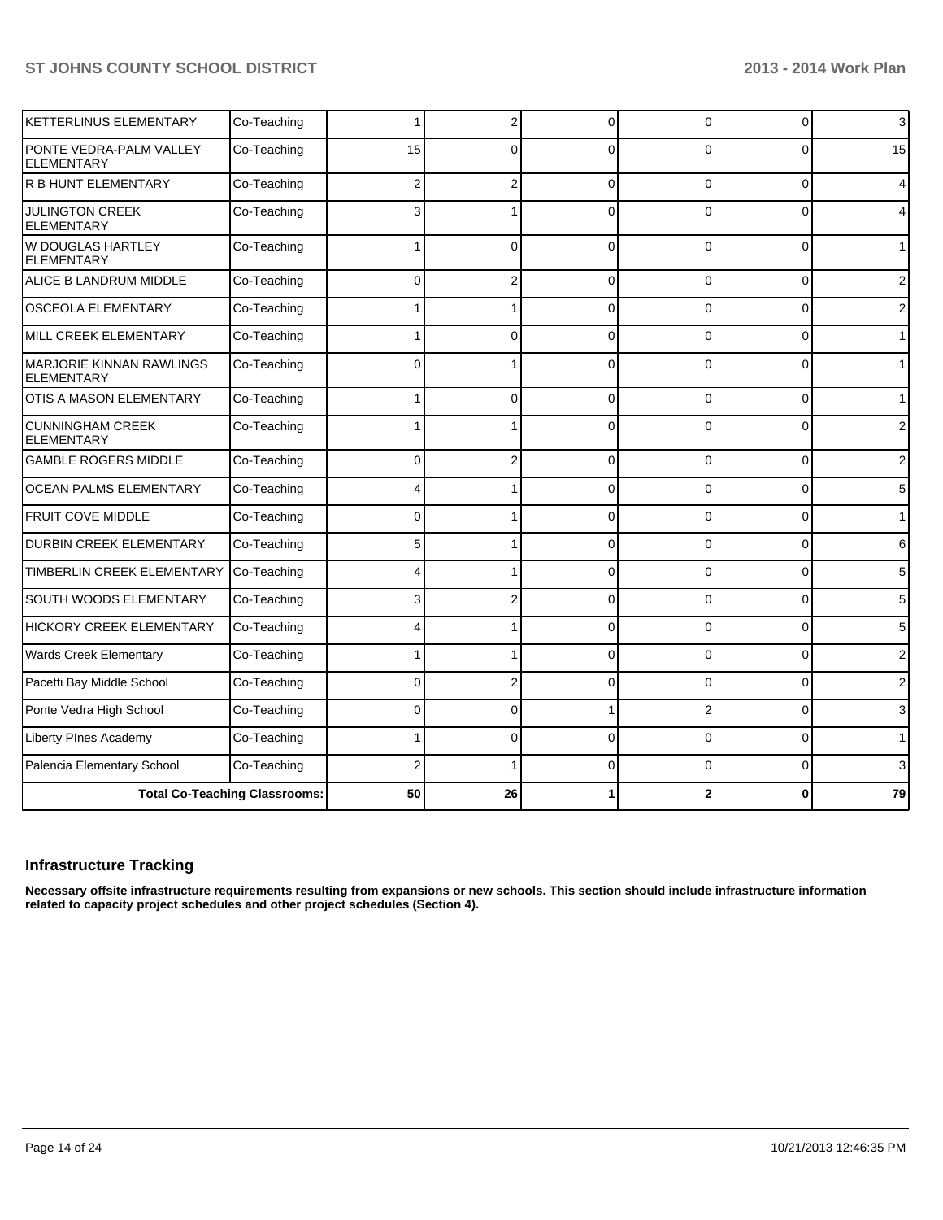| | | | | | | | |
|---|---|---|---|---|---|---|---|
| KETTERLINUS ELEMENTARY | Co-Teaching | 1 | 2 | 0 | 0 | 0 | 3 |
| PONTE VEDRA-PALM VALLEY ELEMENTARY | Co-Teaching | 15 | 0 | 0 | 0 | 0 | 15 |
| R B HUNT ELEMENTARY | Co-Teaching | 2 | 2 | 0 | 0 | 0 | 4 |
| JULINGTON CREEK ELEMENTARY | Co-Teaching | 3 | 1 | 0 | 0 | 0 | 4 |
| W DOUGLAS HARTLEY ELEMENTARY | Co-Teaching | 1 | 0 | 0 | 0 | 0 | 1 |
| ALICE B LANDRUM MIDDLE | Co-Teaching | 0 | 2 | 0 | 0 | 0 | 2 |
| OSCEOLA ELEMENTARY | Co-Teaching | 1 | 1 | 0 | 0 | 0 | 2 |
| MILL CREEK ELEMENTARY | Co-Teaching | 1 | 0 | 0 | 0 | 0 | 1 |
| MARJORIE KINNAN RAWLINGS ELEMENTARY | Co-Teaching | 0 | 1 | 0 | 0 | 0 | 1 |
| OTIS A MASON ELEMENTARY | Co-Teaching | 1 | 0 | 0 | 0 | 0 | 1 |
| CUNNINGHAM CREEK ELEMENTARY | Co-Teaching | 1 | 1 | 0 | 0 | 0 | 2 |
| GAMBLE ROGERS MIDDLE | Co-Teaching | 0 | 2 | 0 | 0 | 0 | 2 |
| OCEAN PALMS ELEMENTARY | Co-Teaching | 4 | 1 | 0 | 0 | 0 | 5 |
| FRUIT COVE MIDDLE | Co-Teaching | 0 | 1 | 0 | 0 | 0 | 1 |
| DURBIN CREEK ELEMENTARY | Co-Teaching | 5 | 1 | 0 | 0 | 0 | 6 |
| TIMBERLIN CREEK ELEMENTARY | Co-Teaching | 4 | 1 | 0 | 0 | 0 | 5 |
| SOUTH WOODS ELEMENTARY | Co-Teaching | 3 | 2 | 0 | 0 | 0 | 5 |
| HICKORY CREEK ELEMENTARY | Co-Teaching | 4 | 1 | 0 | 0 | 0 | 5 |
| Wards Creek Elementary | Co-Teaching | 1 | 1 | 0 | 0 | 0 | 2 |
| Pacetti Bay Middle School | Co-Teaching | 0 | 2 | 0 | 0 | 0 | 2 |
| Ponte Vedra High School | Co-Teaching | 0 | 0 | 1 | 2 | 0 | 3 |
| Liberty PInes Academy | Co-Teaching | 1 | 0 | 0 | 0 | 0 | 1 |
| Palencia Elementary School | Co-Teaching | 2 | 1 | 0 | 0 | 0 | 3 |
| **Total Co-Teaching Classrooms:** | | **50** | **26** | **1** | **2** | **0** | **79** |

## Infrastructure Tracking

**Necessary offsite infrastructure requirements resulting from expansions or new schools. This section should include infrastructure information related to capacity project schedules and other project schedules (Section 4).**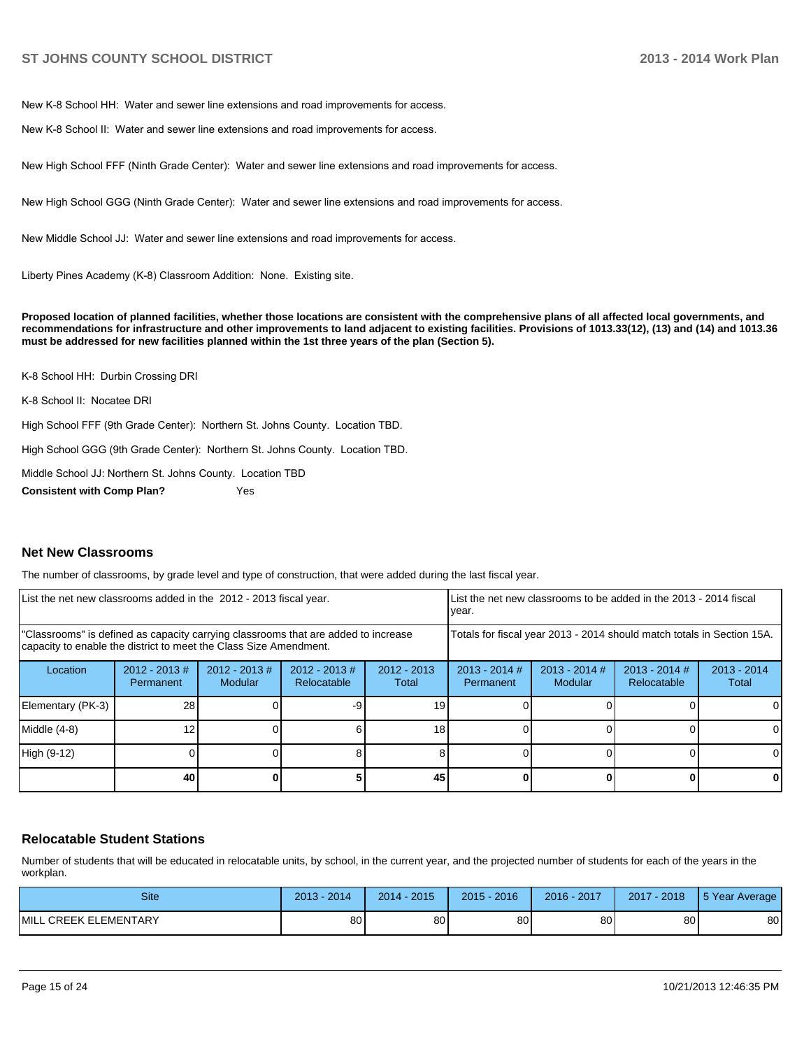New K-8 School HH: Water and sewer line extensions and road improvements for access.

New K-8 School II: Water and sewer line extensions and road improvements for access.

New High School FFF (Ninth Grade Center): Water and sewer line extensions and road improvements for access.

New High School GGG (Ninth Grade Center): Water and sewer line extensions and road improvements for access.

New Middle School JJ: Water and sewer line extensions and road improvements for access.

Liberty Pines Academy (K-8) Classroom Addition: None. Existing site.

**Proposed location of planned facilities, whether those locations are consistent with the comprehensive plans of all affected local governments, and recommendations for infrastructure and other improvements to land adjacent to existing facilities. Provisions of 1013.33(12), (13) and (14) and 1013.36 must be addressed for new facilities planned within the 1st three years of the plan (Section 5).**

K-8 School HH: Durbin Crossing DRI

K-8 School II: Nocatee DRI

High School FFF (9th Grade Center): Northern St. Johns County. Location TBD.

High School GGG (9th Grade Center): Northern St. Johns County. Location TBD.

Middle School JJ: Northern St. Johns County. Location TBD

**Consistent with Comp Plan?** Yes

## Net New Classrooms

The number of classrooms, by grade level and type of construction, that were added during the last fiscal year.

| List the net new classrooms added in the 2012 - 2013 fiscal year. | | | | | List the net new classrooms to be added in the 2013 - 2014 fiscal year. | | | |
|---|---|---|---|---|---|---|---|---|
| "Classrooms" is defined as capacity carrying classrooms that are added to increase capacity to enable the district to meet the Class Size Amendment. | | | | | Totals for fiscal year 2013 - 2014 should match totals in Section 15A. | | | |
| Location | 2012 - 2013 # Permanent | 2012 - 2013 # Modular | 2012 - 2013 # Relocatable | 2012 - 2013 Total | 2013 - 2014 # Permanent | 2013 - 2014 # Modular | 2013 - 2014 # Relocatable | 2013 - 2014 Total |
| Elementary (PK-3) | 28 | 0 | -9 | 19 | 0 | 0 | 0 | 0 |
| Middle (4-8) | 12 | 0 | 6 | 18 | 0 | 0 | 0 | 0 |
| High (9-12) | 0 | 0 | 8 | 8 | 0 | 0 | 0 | 0 |
| | **40** | **0** | **5** | **45** | **0** | **0** | **0** | **0** |

## Relocatable Student Stations

Number of students that will be educated in relocatable units, by school, in the current year, and the projected number of students for each of the years in the workplan.

| Site | 2013 - 2014 | 2014 - 2015 | 2015 - 2016 | 2016 - 2017 | 2017 - 2018 | 5 Year Average |
|---|---|---|---|---|---|---|
| MILL CREEK ELEMENTARY | 80 | 80 | 80 | 80 | 80 | 80 |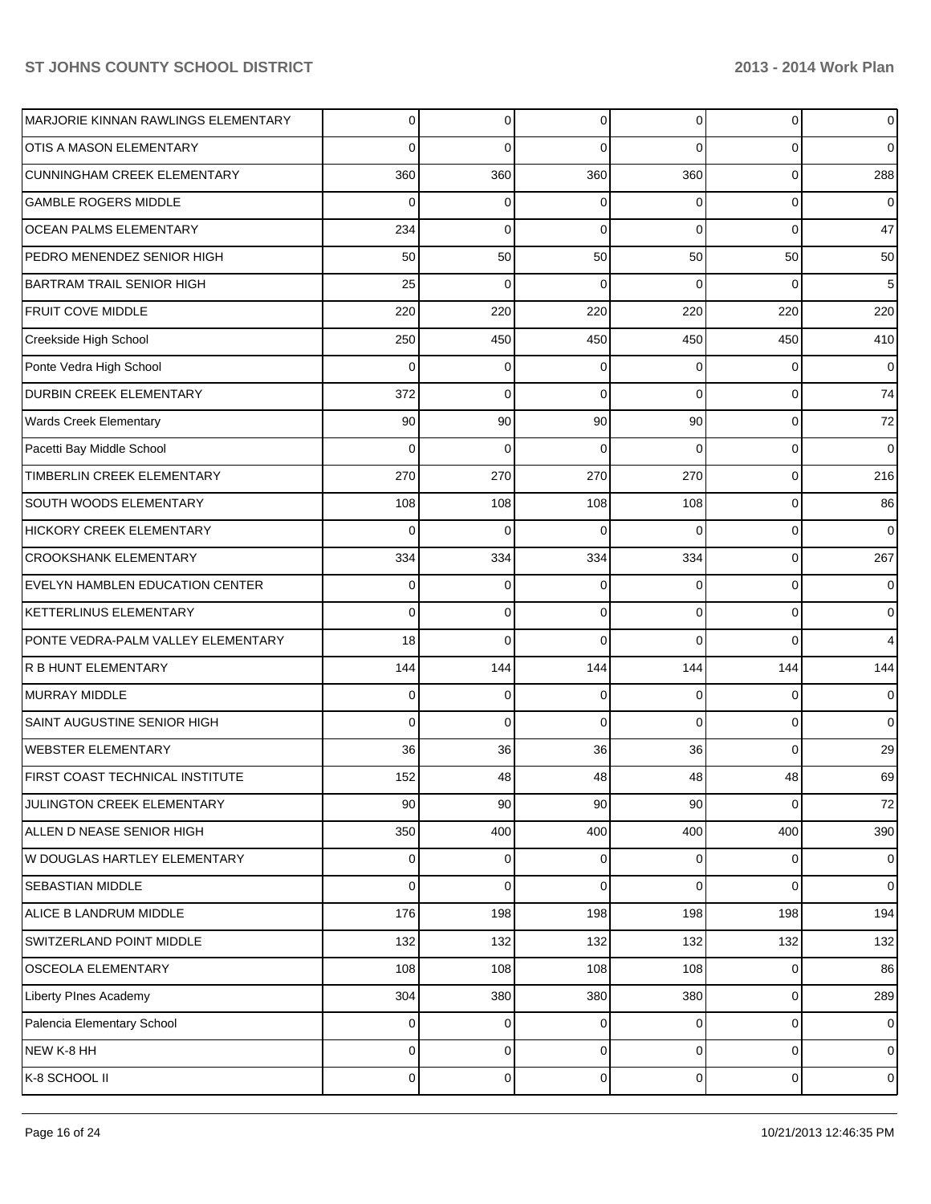| | | | | | | |
|---|---|---|---|---|---|---|
| MARJORIE KINNAN RAWLINGS ELEMENTARY | 0 | 0 | 0 | 0 | 0 | 0 |
| OTIS A MASON ELEMENTARY | 0 | 0 | 0 | 0 | 0 | 0 |
| CUNNINGHAM CREEK ELEMENTARY | 360 | 360 | 360 | 360 | 0 | 288 |
| GAMBLE ROGERS MIDDLE | 0 | 0 | 0 | 0 | 0 | 0 |
| OCEAN PALMS ELEMENTARY | 234 | 0 | 0 | 0 | 0 | 47 |
| PEDRO MENENDEZ SENIOR HIGH | 50 | 50 | 50 | 50 | 50 | 50 |
| BARTRAM TRAIL SENIOR HIGH | 25 | 0 | 0 | 0 | 0 | 5 |
| FRUIT COVE MIDDLE | 220 | 220 | 220 | 220 | 220 | 220 |
| Creekside High School | 250 | 450 | 450 | 450 | 450 | 410 |
| Ponte Vedra High School | 0 | 0 | 0 | 0 | 0 | 0 |
| DURBIN CREEK ELEMENTARY | 372 | 0 | 0 | 0 | 0 | 74 |
| Wards Creek Elementary | 90 | 90 | 90 | 90 | 0 | 72 |
| Pacetti Bay Middle School | 0 | 0 | 0 | 0 | 0 | 0 |
| TIMBERLIN CREEK ELEMENTARY | 270 | 270 | 270 | 270 | 0 | 216 |
| SOUTH WOODS ELEMENTARY | 108 | 108 | 108 | 108 | 0 | 86 |
| HICKORY CREEK ELEMENTARY | 0 | 0 | 0 | 0 | 0 | 0 |
| CROOKSHANK ELEMENTARY | 334 | 334 | 334 | 334 | 0 | 267 |
| EVELYN HAMBLEN EDUCATION CENTER | 0 | 0 | 0 | 0 | 0 | 0 |
| KETTERLINUS ELEMENTARY | 0 | 0 | 0 | 0 | 0 | 0 |
| PONTE VEDRA-PALM VALLEY ELEMENTARY | 18 | 0 | 0 | 0 | 0 | 4 |
| R B HUNT ELEMENTARY | 144 | 144 | 144 | 144 | 144 | 144 |
| MURRAY MIDDLE | 0 | 0 | 0 | 0 | 0 | 0 |
| SAINT AUGUSTINE SENIOR HIGH | 0 | 0 | 0 | 0 | 0 | 0 |
| WEBSTER ELEMENTARY | 36 | 36 | 36 | 36 | 0 | 29 |
| FIRST COAST TECHNICAL INSTITUTE | 152 | 48 | 48 | 48 | 48 | 69 |
| JULINGTON CREEK ELEMENTARY | 90 | 90 | 90 | 90 | 0 | 72 |
| ALLEN D NEASE SENIOR HIGH | 350 | 400 | 400 | 400 | 400 | 390 |
| W DOUGLAS HARTLEY ELEMENTARY | 0 | 0 | 0 | 0 | 0 | 0 |
| SEBASTIAN MIDDLE | 0 | 0 | 0 | 0 | 0 | 0 |
| ALICE B LANDRUM MIDDLE | 176 | 198 | 198 | 198 | 198 | 194 |
| SWITZERLAND POINT MIDDLE | 132 | 132 | 132 | 132 | 132 | 132 |
| OSCEOLA ELEMENTARY | 108 | 108 | 108 | 108 | 0 | 86 |
| Liberty PInes Academy | 304 | 380 | 380 | 380 | 0 | 289 |
| Palencia Elementary School | 0 | 0 | 0 | 0 | 0 | 0 |
| NEW K-8 HH | 0 | 0 | 0 | 0 | 0 | 0 |
| K-8 SCHOOL II | 0 | 0 | 0 | 0 | 0 | 0 |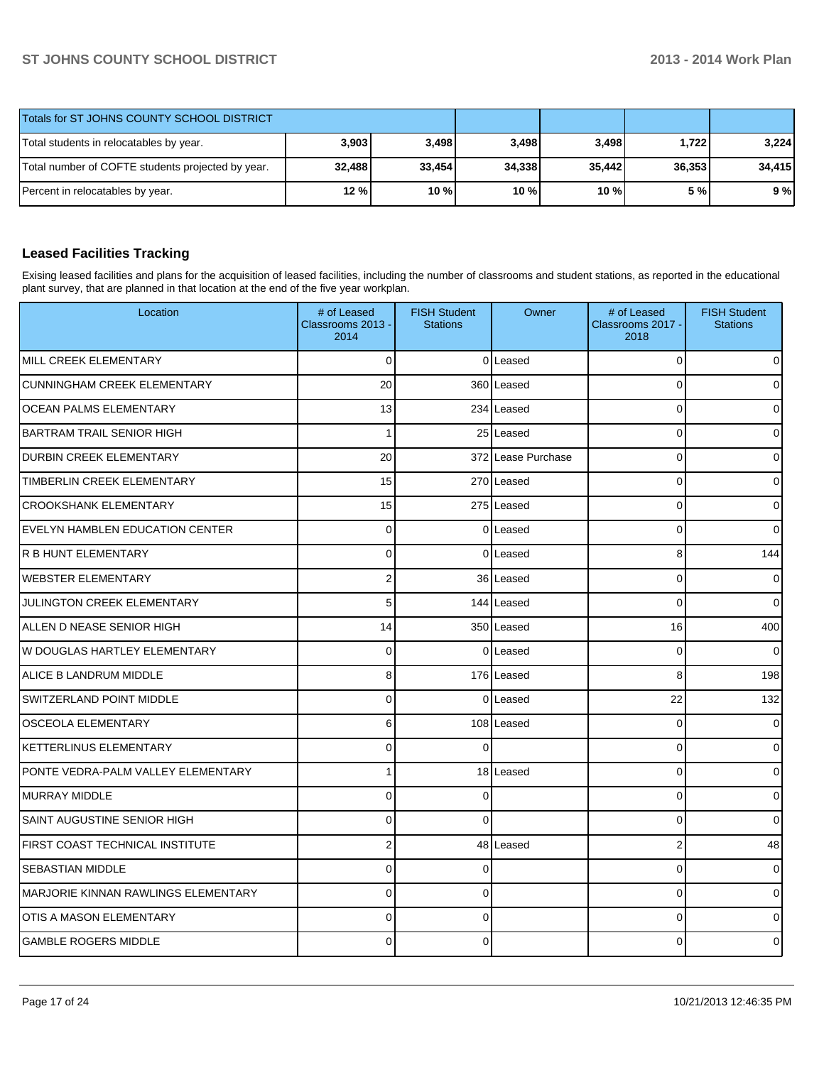| Totals for ST JOHNS COUNTY SCHOOL DISTRICT | | | | | | |
|---|---|---|---|---|---|---|
| Total students in relocatables by year. | 3,903 | 3,498 | 3,498 | 3,498 | 1,722 | 3,224 |
| Total number of COFTE students projected by year. | 32,488 | 33,454 | 34,338 | 35,442 | 36,353 | 34,415 |
| Percent in relocatables by year. | 12 % | 10 % | 10 % | 10 % | 5 % | 9 % |

## Leased Facilities Tracking

Exising leased facilities and plans for the acquisition of leased facilities, including the number of classrooms and student stations, as reported in the educational plant survey, that are planned in that location at the end of the five year workplan.

| Location | # of Leased Classrooms 2013 - 2014 | FISH Student Stations | Owner | # of Leased Classrooms 2017 - 2018 | FISH Student Stations |
|---|---|---|---|---|---|
| MILL CREEK ELEMENTARY | 0 | 0 | Leased | 0 | 0 |
| CUNNINGHAM CREEK ELEMENTARY | 20 | 360 | Leased | 0 | 0 |
| OCEAN PALMS ELEMENTARY | 13 | 234 | Leased | 0 | 0 |
| BARTRAM TRAIL SENIOR HIGH | 1 | 25 | Leased | 0 | 0 |
| DURBIN CREEK ELEMENTARY | 20 | 372 | Lease Purchase | 0 | 0 |
| TIMBERLIN CREEK ELEMENTARY | 15 | 270 | Leased | 0 | 0 |
| CROOKSHANK ELEMENTARY | 15 | 275 | Leased | 0 | 0 |
| EVELYN HAMBLEN EDUCATION CENTER | 0 | 0 | Leased | 0 | 0 |
| R B HUNT ELEMENTARY | 0 | 0 | Leased | 8 | 144 |
| WEBSTER ELEMENTARY | 2 | 36 | Leased | 0 | 0 |
| JULINGTON CREEK ELEMENTARY | 5 | 144 | Leased | 0 | 0 |
| ALLEN D NEASE SENIOR HIGH | 14 | 350 | Leased | 16 | 400 |
| W DOUGLAS HARTLEY ELEMENTARY | 0 | 0 | Leased | 0 | 0 |
| ALICE B LANDRUM MIDDLE | 8 | 176 | Leased | 8 | 198 |
| SWITZERLAND POINT MIDDLE | 0 | 0 | Leased | 22 | 132 |
| OSCEOLA ELEMENTARY | 6 | 108 | Leased | 0 | 0 |
| KETTERLINUS ELEMENTARY | 0 | 0 | | 0 | 0 |
| PONTE VEDRA-PALM VALLEY ELEMENTARY | 1 | 18 | Leased | 0 | 0 |
| MURRAY MIDDLE | 0 | 0 | | 0 | 0 |
| SAINT AUGUSTINE SENIOR HIGH | 0 | 0 | | 0 | 0 |
| FIRST COAST TECHNICAL INSTITUTE | 2 | 48 | Leased | 2 | 48 |
| SEBASTIAN MIDDLE | 0 | 0 | | 0 | 0 |
| MARJORIE KINNAN RAWLINGS ELEMENTARY | 0 | 0 | | 0 | 0 |
| OTIS A MASON ELEMENTARY | 0 | 0 | | 0 | 0 |
| GAMBLE ROGERS MIDDLE | 0 | 0 | | 0 | 0 |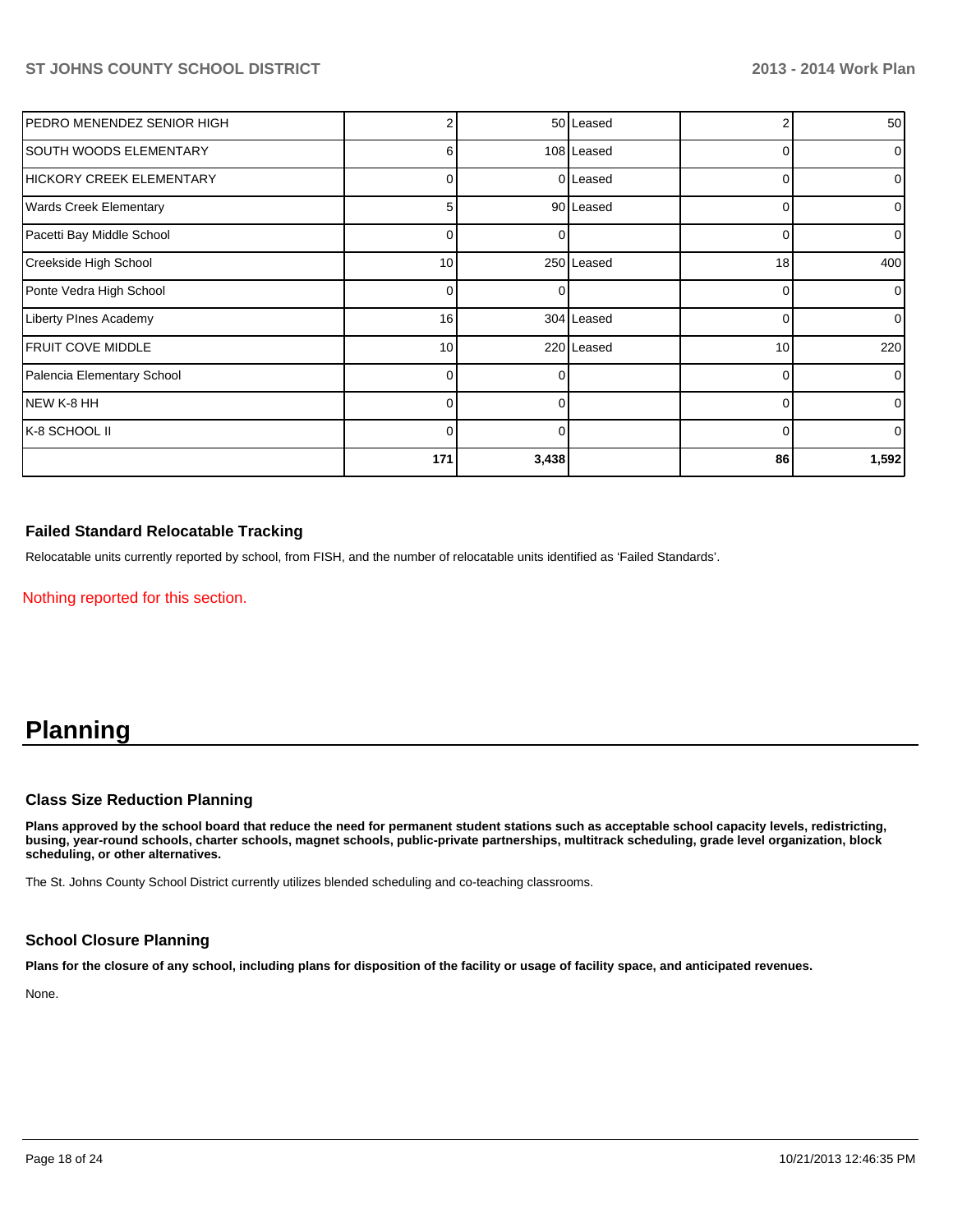| | | | | | |
|---|---|---|---|---|---|
| PEDRO MENENDEZ SENIOR HIGH | 2 | 50 | Leased | 2 | 50 |
| SOUTH WOODS ELEMENTARY | 6 | 108 | Leased | 0 | 0 |
| HICKORY CREEK ELEMENTARY | 0 | 0 | Leased | 0 | 0 |
| Wards Creek Elementary | 5 | 90 | Leased | 0 | 0 |
| Pacetti Bay Middle School | 0 | 0 | | 0 | 0 |
| Creekside High School | 10 | 250 | Leased | 18 | 400 |
| Ponte Vedra High School | 0 | 0 | | 0 | 0 |
| Liberty PInes Academy | 16 | 304 | Leased | 0 | 0 |
| FRUIT COVE MIDDLE | 10 | 220 | Leased | 10 | 220 |
| Palencia Elementary School | 0 | 0 | | 0 | 0 |
| NEW K-8 HH | 0 | 0 | | 0 | 0 |
| K-8 SCHOOL II | 0 | 0 | | 0 | 0 |
| | **171** | **3,438** | | **86** | **1,592** |

### Failed Standard Relocatable Tracking

Relocatable units currently reported by school, from FISH, and the number of relocatable units identified as 'Failed Standards'.

Nothing reported for this section.

# Planning

### Class Size Reduction Planning

**Plans approved by the school board that reduce the need for permanent student stations such as acceptable school capacity levels, redistricting, busing, year-round schools, charter schools, magnet schools, public-private partnerships, multitrack scheduling, grade level organization, block scheduling, or other alternatives.**

The St. Johns County School District currently utilizes blended scheduling and co-teaching classrooms.

### School Closure Planning

**Plans for the closure of any school, including plans for disposition of the facility or usage of facility space, and anticipated revenues.**

None.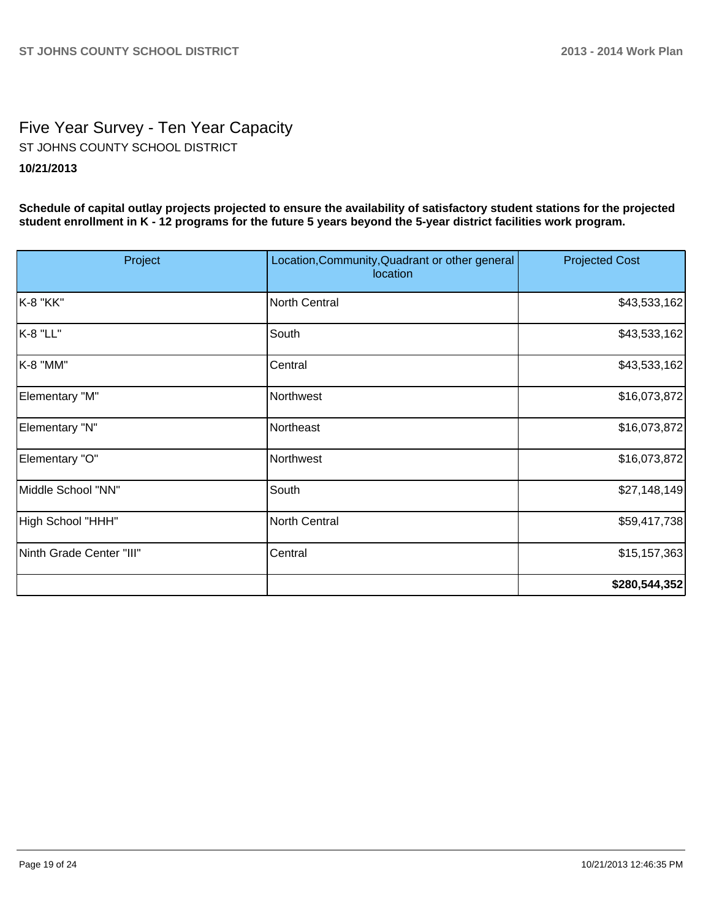# Five Year Survey - Ten Year Capacity

ST JOHNS COUNTY SCHOOL DISTRICT

**10/21/2013**

**Schedule of capital outlay projects projected to ensure the availability of satisfactory student stations for the projected student enrollment in K - 12 programs for the future 5 years beyond the 5-year district facilities work program.**

| Project | Location,Community,Quadrant or other general location | Projected Cost |
|---|---|---|
| K-8 "KK" | North Central | $43,533,162 |
| K-8 "LL" | South | $43,533,162 |
| K-8 "MM" | Central | $43,533,162 |
| Elementary "M" | Northwest | $16,073,872 |
| Elementary "N" | Northeast | $16,073,872 |
| Elementary "O" | Northwest | $16,073,872 |
| Middle School "NN" | South | $27,148,149 |
| High School "HHH" | North Central | $59,417,738 |
| Ninth Grade Center "III" | Central | $15,157,363 |
| | | **$280,544,352** |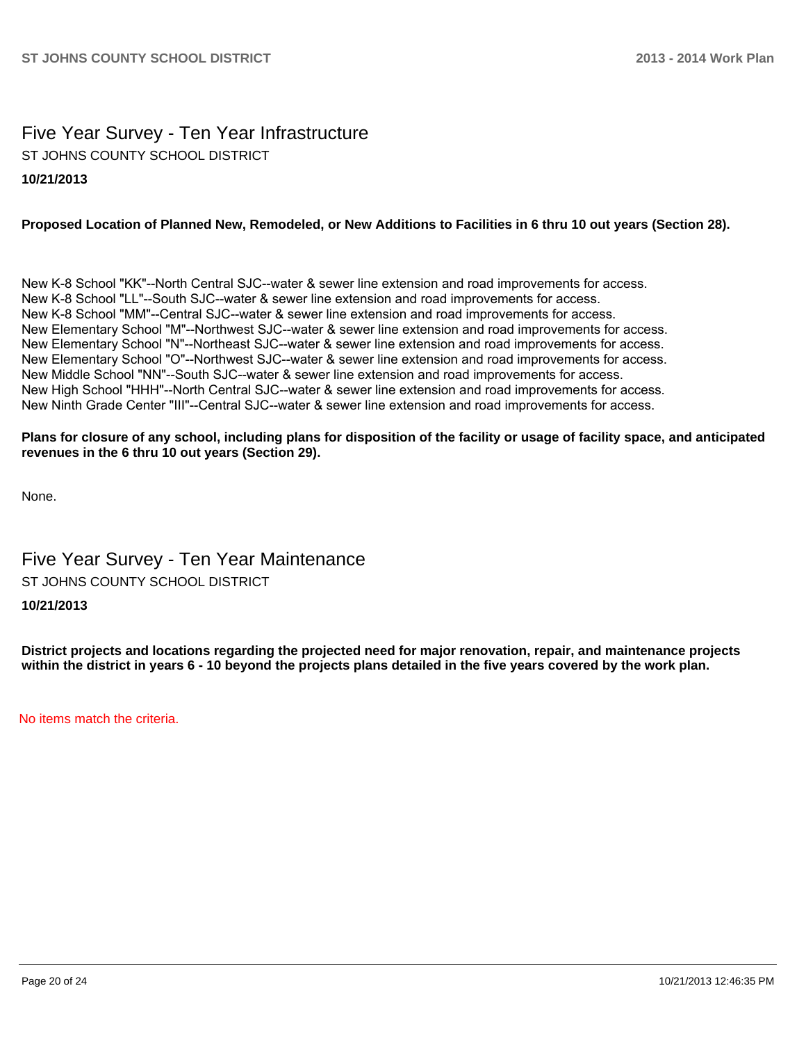# Five Year Survey - Ten Year Infrastructure

ST JOHNS COUNTY SCHOOL DISTRICT

**10/21/2013**

**Proposed Location of Planned New, Remodeled, or New Additions to Facilities in 6 thru 10 out years (Section 28).**

New K-8 School "KK"--North Central SJC--water & sewer line extension and road improvements for access.
New K-8 School "LL"--South SJC--water & sewer line extension and road improvements for access.
New K-8 School "MM"--Central SJC--water & sewer line extension and road improvements for access.
New Elementary School "M"--Northwest SJC--water & sewer line extension and road improvements for access.
New Elementary School "N"--Northeast SJC--water & sewer line extension and road improvements for access.
New Elementary School "O"--Northwest SJC--water & sewer line extension and road improvements for access.
New Middle School "NN"--South SJC--water & sewer line extension and road improvements for access.
New High School "HHH"--North Central SJC--water & sewer line extension and road improvements for access.
New Ninth Grade Center "III"--Central SJC--water & sewer line extension and road improvements for access.

**Plans for closure of any school, including plans for disposition of the facility or usage of facility space, and anticipated revenues in the 6 thru 10 out years (Section 29).**

None.

# Five Year Survey - Ten Year Maintenance

ST JOHNS COUNTY SCHOOL DISTRICT

**10/21/2013**

**District projects and locations regarding the projected need for major renovation, repair, and maintenance projects within the district in years 6 - 10 beyond the projects plans detailed in the five years covered by the work plan.**

No items match the criteria.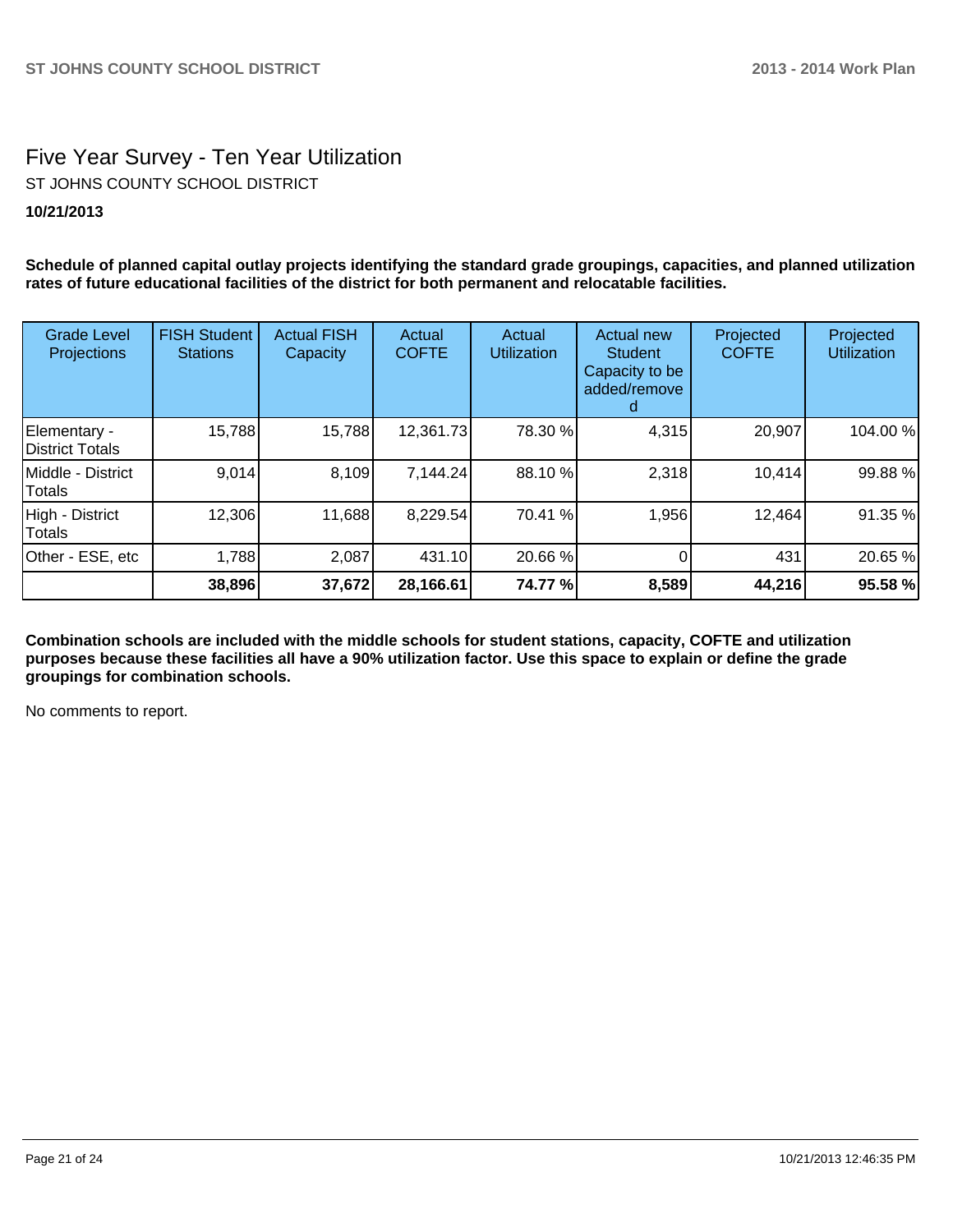# Five Year Survey - Ten Year Utilization

ST JOHNS COUNTY SCHOOL DISTRICT

**10/21/2013**

**Schedule of planned capital outlay projects identifying the standard grade groupings, capacities, and planned utilization rates of future educational facilities of the district for both permanent and relocatable facilities.**

| Grade Level Projections | FISH Student Stations | Actual FISH Capacity | Actual COFTE | Actual Utilization | Actual new Student Capacity to be added/removed | Projected COFTE | Projected Utilization |
|---|---|---|---|---|---|---|---|
| Elementary - District Totals | 15,788 | 15,788 | 12,361.73 | 78.30 % | 4,315 | 20,907 | 104.00 % |
| Middle - District Totals | 9,014 | 8,109 | 7,144.24 | 88.10 % | 2,318 | 10,414 | 99.88 % |
| High - District Totals | 12,306 | 11,688 | 8,229.54 | 70.41 % | 1,956 | 12,464 | 91.35 % |
| Other - ESE, etc | 1,788 | 2,087 | 431.10 | 20.66 % | 0 | 431 | 20.65 % |
| | **38,896** | **37,672** | **28,166.61** | **74.77 %** | **8,589** | **44,216** | **95.58 %** |

**Combination schools are included with the middle schools for student stations, capacity, COFTE and utilization purposes because these facilities all have a 90% utilization factor. Use this space to explain or define the grade groupings for combination schools.**

No comments to report.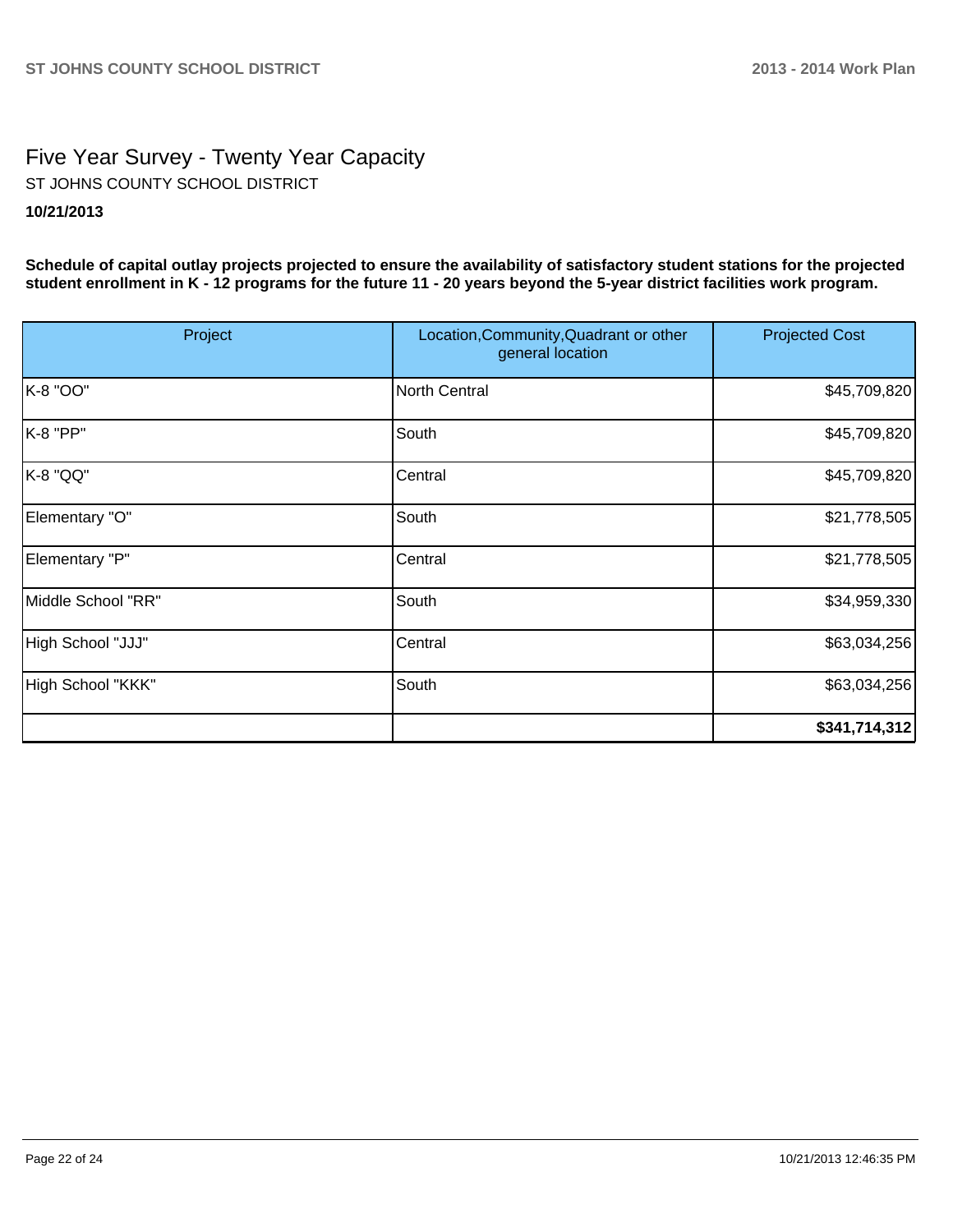# Five Year Survey - Twenty Year Capacity

ST JOHNS COUNTY SCHOOL DISTRICT

**10/21/2013**

**Schedule of capital outlay projects projected to ensure the availability of satisfactory student stations for the projected student enrollment in K - 12 programs for the future 11 - 20 years beyond the 5-year district facilities work program.**

| Project | Location,Community,Quadrant or other general location | Projected Cost |
|---|---|---|
| K-8 "OO" | North Central | $45,709,820 |
| K-8 "PP" | South | $45,709,820 |
| K-8 "QQ" | Central | $45,709,820 |
| Elementary "O" | South | $21,778,505 |
| Elementary "P" | Central | $21,778,505 |
| Middle School "RR" | South | $34,959,330 |
| High School "JJJ" | Central | $63,034,256 |
| High School "KKK" | South | $63,034,256 |
| | | **$341,714,312** |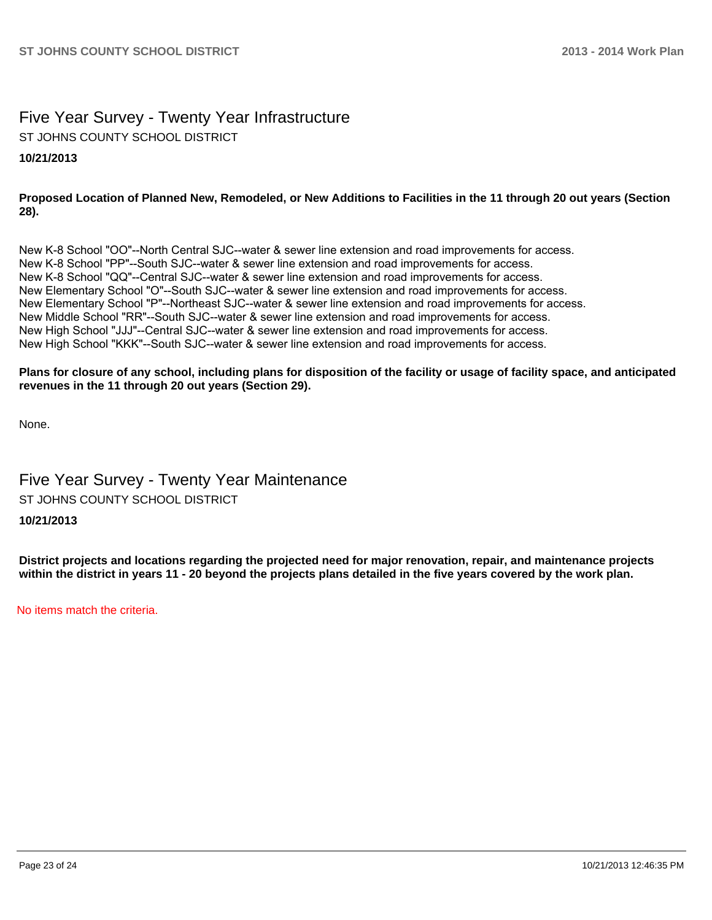# Five Year Survey - Twenty Year Infrastructure

ST JOHNS COUNTY SCHOOL DISTRICT

**10/21/2013**

**Proposed Location of Planned New, Remodeled, or New Additions to Facilities in the 11 through 20 out years (Section 28).**

New K-8 School "OO"--North Central SJC--water & sewer line extension and road improvements for access.
New K-8 School "PP"--South SJC--water & sewer line extension and road improvements for access.
New K-8 School "QQ"--Central SJC--water & sewer line extension and road improvements for access.
New Elementary School "O"--South SJC--water & sewer line extension and road improvements for access.
New Elementary School "P"--Northeast SJC--water & sewer line extension and road improvements for access.
New Middle School "RR"--South SJC--water & sewer line extension and road improvements for access.
New High School "JJJ"--Central SJC--water & sewer line extension and road improvements for access.
New High School "KKK"--South SJC--water & sewer line extension and road improvements for access.

**Plans for closure of any school, including plans for disposition of the facility or usage of facility space, and anticipated revenues in the 11 through 20 out years (Section 29).**

None.

# Five Year Survey - Twenty Year Maintenance

ST JOHNS COUNTY SCHOOL DISTRICT

**10/21/2013**

**District projects and locations regarding the projected need for major renovation, repair, and maintenance projects within the district in years 11 - 20 beyond the projects plans detailed in the five years covered by the work plan.**

No items match the criteria.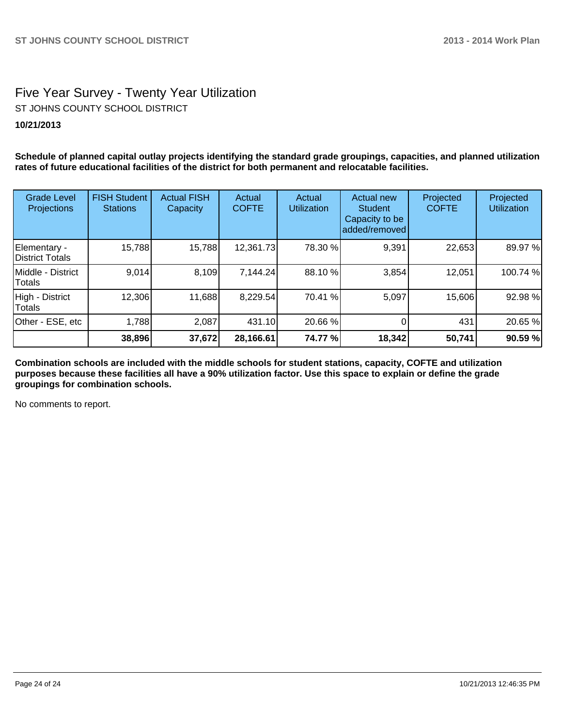# Five Year Survey - Twenty Year Utilization

ST JOHNS COUNTY SCHOOL DISTRICT

**10/21/2013**

**Schedule of planned capital outlay projects identifying the standard grade groupings, capacities, and planned utilization rates of future educational facilities of the district for both permanent and relocatable facilities.**

| Grade Level Projections | FISH Student Stations | Actual FISH Capacity | Actual COFTE | Actual Utilization | Actual new Student Capacity to be added/removed | Projected COFTE | Projected Utilization |
|---|---|---|---|---|---|---|---|
| Elementary - District Totals | 15,788 | 15,788 | 12,361.73 | 78.30 % | 9,391 | 22,653 | 89.97 % |
| Middle - District Totals | 9,014 | 8,109 | 7,144.24 | 88.10 % | 3,854 | 12,051 | 100.74 % |
| High - District Totals | 12,306 | 11,688 | 8,229.54 | 70.41 % | 5,097 | 15,606 | 92.98 % |
| Other - ESE, etc | 1,788 | 2,087 | 431.10 | 20.66 % | 0 | 431 | 20.65 % |
| | **38,896** | **37,672** | **28,166.61** | **74.77 %** | **18,342** | **50,741** | **90.59 %** |

**Combination schools are included with the middle schools for student stations, capacity, COFTE and utilization purposes because these facilities all have a 90% utilization factor. Use this space to explain or define the grade groupings for combination schools.**

No comments to report.